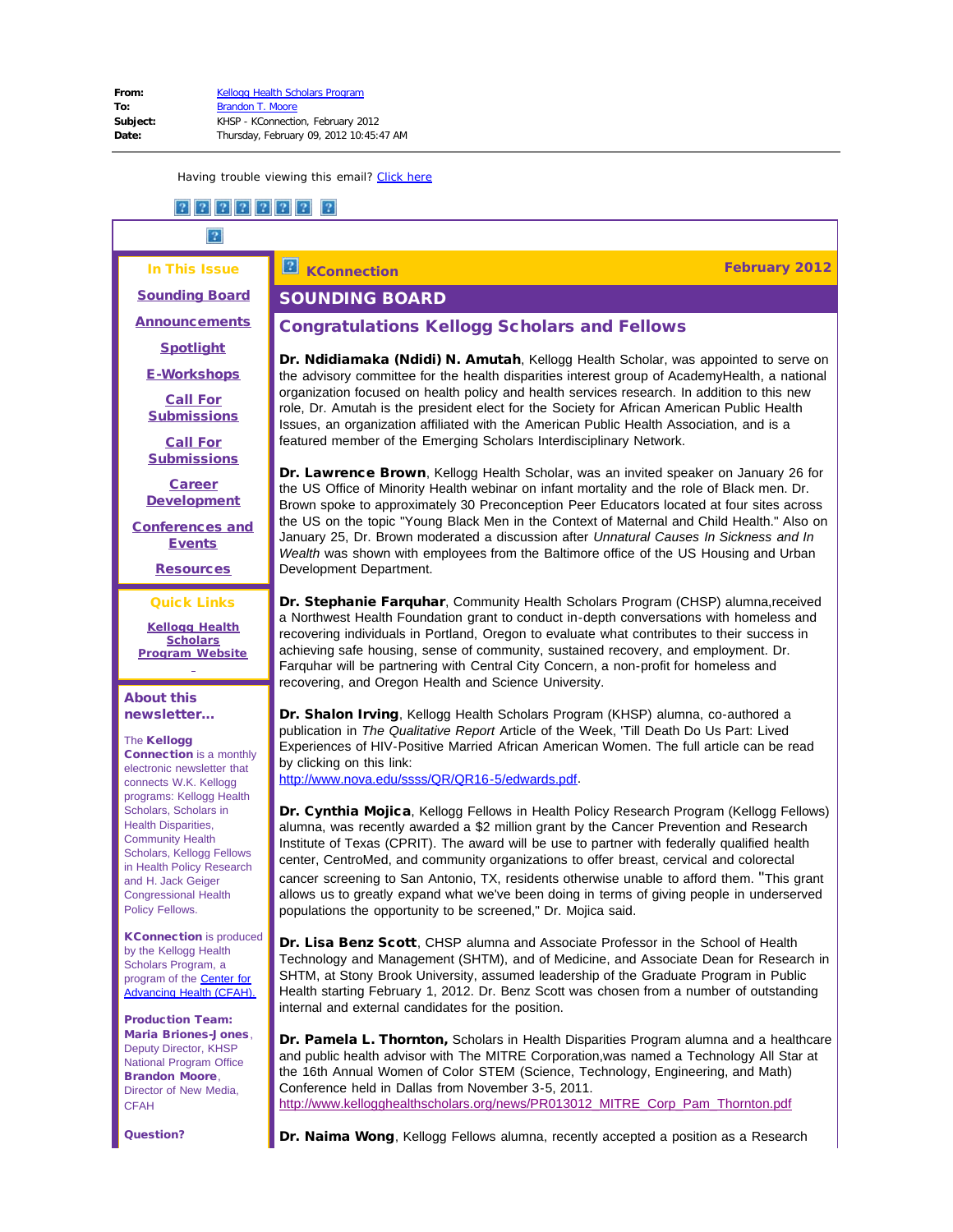**From:** Kellogg Health Scholars Program
**To:** Brandon T. Moore
**Subject:** KHSP - KConnection, February 2012
**Date:** Thursday, February 09, 2012 10:45:47 AM

Having trouble viewing this email? Click here

### In This Issue

Sounding Board

Announcements

Spotlight

E-Workshops

Call For Submissions

Call For Submissions

Career Development

Conferences and Events

Resources

### Quick Links

Kellogg Health Scholars Program Website

### About this newsletter...

The **Kellogg Connection** is a monthly electronic newsletter that connects W.K. Kellogg programs: Kellogg Health Scholars, Scholars in Health Disparities, Community Health Scholars, Kellogg Fellows in Health Policy Research and H. Jack Geiger Congressional Health Policy Fellows.

**KConnection** is produced by the Kellogg Health Scholars Program, a program of the Center for Advancing Health (CFAH).

**Production Team:**
**Maria Briones-Jones**, Deputy Director, KHSP National Program Office
**Brandon Moore**, Director of New Media, CFAH

**Question?**

# KConnection — February 2012

## SOUNDING BOARD

### Congratulations Kellogg Scholars and Fellows

**Dr. Ndidiamaka (Ndidi) N. Amutah**, Kellogg Health Scholar, was appointed to serve on the advisory committee for the health disparities interest group of AcademyHealth, a national organization focused on health policy and health services research. In addition to this new role, Dr. Amutah is the president elect for the Society for African American Public Health Issues, an organization affiliated with the American Public Health Association, and is a featured member of the Emerging Scholars Interdisciplinary Network.

**Dr. Lawrence Brown**, Kellogg Health Scholar, was an invited speaker on January 26 for the US Office of Minority Health webinar on infant mortality and the role of Black men. Dr. Brown spoke to approximately 30 Preconception Peer Educators located at four sites across the US on the topic "Young Black Men in the Context of Maternal and Child Health." Also on January 25, Dr. Brown moderated a discussion after *Unnatural Causes In Sickness and In Wealth* was shown with employees from the Baltimore office of the US Housing and Urban Development Department.

**Dr. Stephanie Farquhar**, Community Health Scholars Program (CHSP) alumna,received a Northwest Health Foundation grant to conduct in-depth conversations with homeless and recovering individuals in Portland, Oregon to evaluate what contributes to their success in achieving safe housing, sense of community, sustained recovery, and employment. Dr. Farquhar will be partnering with Central City Concern, a non-profit for homeless and recovering, and Oregon Health and Science University.

**Dr. Shalon Irving**, Kellogg Health Scholars Program (KHSP) alumna, co-authored a publication in *The Qualitative Report* Article of the Week, 'Till Death Do Us Part: Lived Experiences of HIV-Positive Married African American Women. The full article can be read by clicking on this link:
http://www.nova.edu/ssss/QR/QR16-5/edwards.pdf.

**Dr. Cynthia Mojica**, Kellogg Fellows in Health Policy Research Program (Kellogg Fellows) alumna, was recently awarded a $2 million grant by the Cancer Prevention and Research Institute of Texas (CPRIT). The award will be use to partner with federally qualified health center, CentroMed, and community organizations to offer breast, cervical and colorectal cancer screening to San Antonio, TX, residents otherwise unable to afford them. "This grant allows us to greatly expand what we've been doing in terms of giving people in underserved populations the opportunity to be screened," Dr. Mojica said.

**Dr. Lisa Benz Scott**, CHSP alumna and Associate Professor in the School of Health Technology and Management (SHTM), and of Medicine, and Associate Dean for Research in SHTM, at Stony Brook University, assumed leadership of the Graduate Program in Public Health starting February 1, 2012. Dr. Benz Scott was chosen from a number of outstanding internal and external candidates for the position.

**Dr. Pamela L. Thornton,** Scholars in Health Disparities Program alumna and a healthcare and public health advisor with The MITRE Corporation,was named a Technology All Star at the 16th Annual Women of Color STEM (Science, Technology, Engineering, and Math) Conference held in Dallas from November 3-5, 2011.
http://www.kellogghealthscholars.org/news/PR013012_MITRE_Corp_Pam_Thornton.pdf

**Dr. Naima Wong**, Kellogg Fellows alumna, recently accepted a position as a Research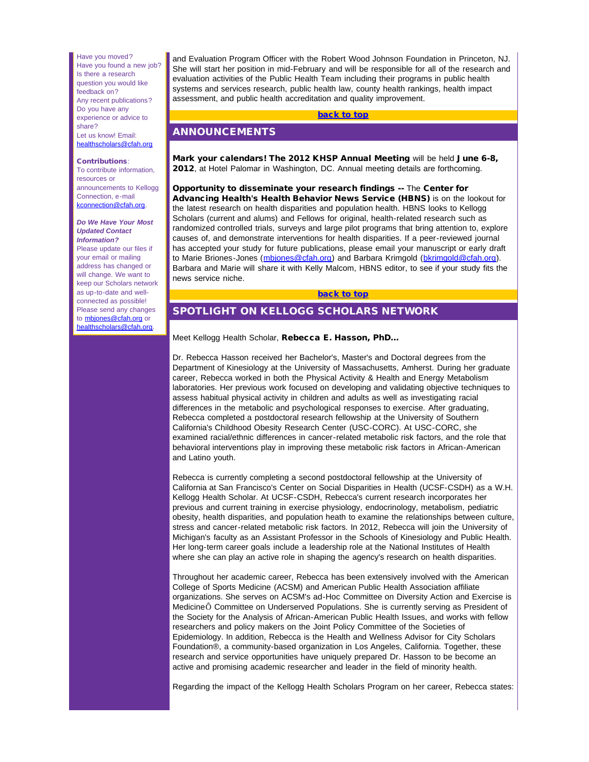Have you moved?
Have you found a new job?
Is there a research question you would like feedback on?
Any recent publications?
Do you have any experience or advice to share?
Let us know! Email: healthscholars@cfah.org

**Contributions**:
To contribute information, resources or announcements to Kellogg Connection, e-mail kconnection@cfah.org.

***Do We Have Your Most Updated Contact Information?***
Please update our files if your email or mailing address has changed or will change. We want to keep our Scholars network as up-to-date and well-connected as possible! Please send any changes to mbjones@cfah.org or healthscholars@cfah.org.

and Evaluation Program Officer with the Robert Wood Johnson Foundation in Princeton, NJ. She will start her position in mid-February and will be responsible for all of the research and evaluation activities of the Public Health Team including their programs in public health systems and services research, public health law, county health rankings, health impact assessment, and public health accreditation and quality improvement.

back to top

## ANNOUNCEMENTS

**Mark your calendars! The 2012 KHSP Annual Meeting** will be held **June 6-8, 2012**, at Hotel Palomar in Washington, DC. Annual meeting details are forthcoming.

**Opportunity to disseminate your research findings --** The **Center for Advancing Health's Health Behavior News Service (HBNS)** is on the lookout for the latest research on health disparities and population health. HBNS looks to Kellogg Scholars (current and alums) and Fellows for original, health-related research such as randomized controlled trials, surveys and large pilot programs that bring attention to, explore causes of, and demonstrate interventions for health disparities. If a peer-reviewed journal has accepted your study for future publications, please email your manuscript or early draft to Marie Briones-Jones (mbjones@cfah.org) and Barbara Krimgold (bkrimgold@cfah.org). Barbara and Marie will share it with Kelly Malcom, HBNS editor, to see if your study fits the news service niche.

back to top

## SPOTLIGHT ON KELLOGG SCHOLARS NETWORK

Meet Kellogg Health Scholar, **Rebecca E. Hasson, PhD...**

Dr. Rebecca Hasson received her Bachelor's, Master's and Doctoral degrees from the Department of Kinesiology at the University of Massachusetts, Amherst. During her graduate career, Rebecca worked in both the Physical Activity & Health and Energy Metabolism laboratories. Her previous work focused on developing and validating objective techniques to assess habitual physical activity in children and adults as well as investigating racial differences in the metabolic and psychological responses to exercise. After graduating, Rebecca completed a postdoctoral research fellowship at the University of Southern California's Childhood Obesity Research Center (USC-CORC). At USC-CORC, she examined racial/ethnic differences in cancer-related metabolic risk factors, and the role that behavioral interventions play in improving these metabolic risk factors in African-American and Latino youth.

Rebecca is currently completing a second postdoctoral fellowship at the University of California at San Francisco's Center on Social Disparities in Health (UCSF-CSDH) as a W.H. Kellogg Health Scholar. At UCSF-CSDH, Rebecca's current research incorporates her previous and current training in exercise physiology, endocrinology, metabolism, pediatric obesity, health disparities, and population heath to examine the relationships between culture, stress and cancer-related metabolic risk factors. In 2012, Rebecca will join the University of Michigan's faculty as an Assistant Professor in the Schools of Kinesiology and Public Health. Her long-term career goals include a leadership role at the National Institutes of Health where she can play an active role in shaping the agency's research on health disparities.

Throughout her academic career, Rebecca has been extensively involved with the American College of Sports Medicine (ACSM) and American Public Health Association affiliate organizations. She serves on ACSM's ad-Hoc Committee on Diversity Action and Exercise is MedicineÔ Committee on Underserved Populations. She is currently serving as President of the Society for the Analysis of African-American Public Health Issues, and works with fellow researchers and policy makers on the Joint Policy Committee of the Societies of Epidemiology. In addition, Rebecca is the Health and Wellness Advisor for City Scholars Foundation®, a community-based organization in Los Angeles, California. Together, these research and service opportunities have uniquely prepared Dr. Hasson to be become an active and promising academic researcher and leader in the field of minority health.

Regarding the impact of the Kellogg Health Scholars Program on her career, Rebecca states: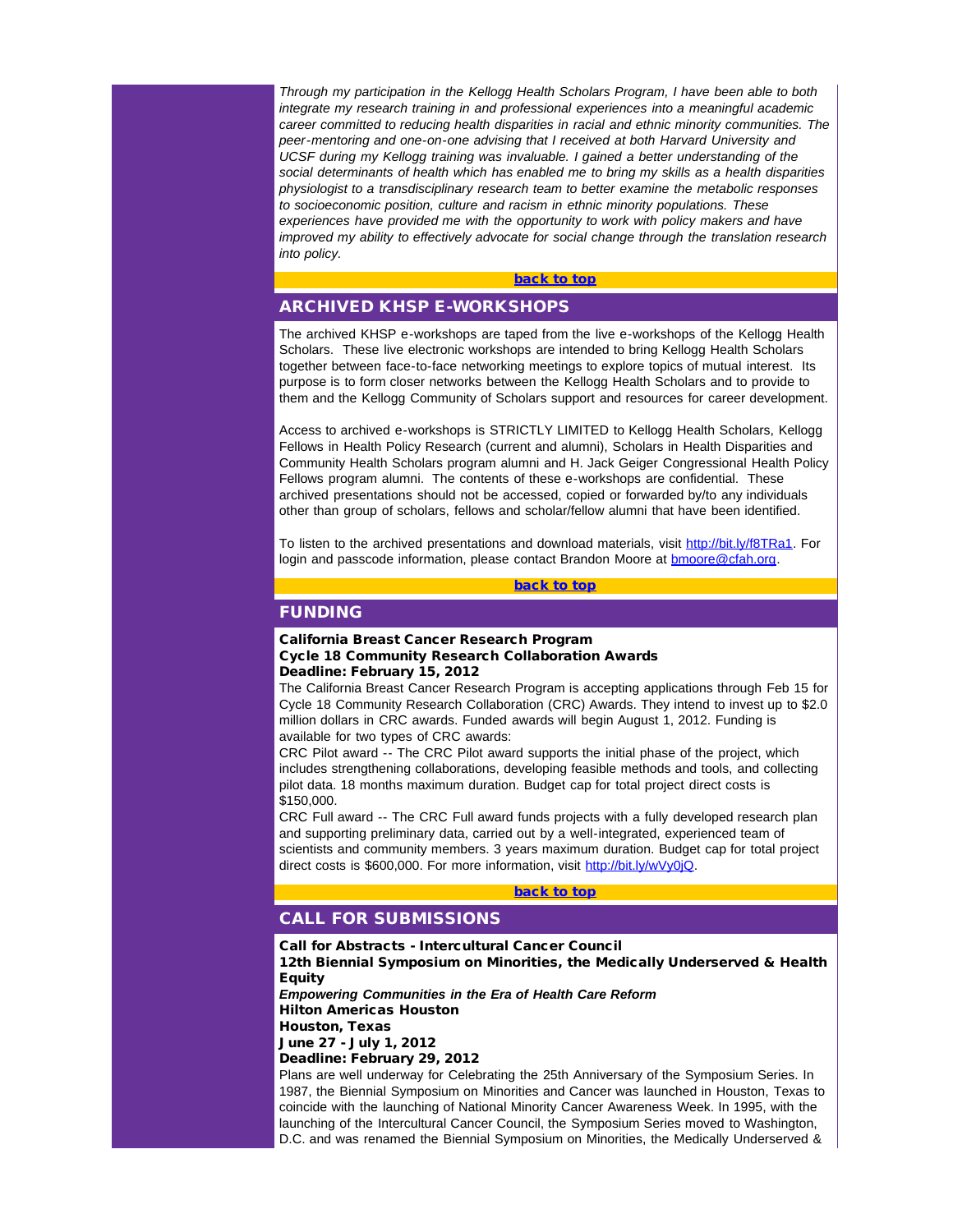*Through my participation in the Kellogg Health Scholars Program, I have been able to both integrate my research training in and professional experiences into a meaningful academic career committed to reducing health disparities in racial and ethnic minority communities. The peer-mentoring and one-on-one advising that I received at both Harvard University and UCSF during my Kellogg training was invaluable. I gained a better understanding of the social determinants of health which has enabled me to bring my skills as a health disparities physiologist to a transdisciplinary research team to better examine the metabolic responses to socioeconomic position, culture and racism in ethnic minority populations. These experiences have provided me with the opportunity to work with policy makers and have improved my ability to effectively advocate for social change through the translation research into policy.*

**back to top**

## ARCHIVED KHSP E-WORKSHOPS

The archived KHSP e-workshops are taped from the live e-workshops of the Kellogg Health Scholars. These live electronic workshops are intended to bring Kellogg Health Scholars together between face-to-face networking meetings to explore topics of mutual interest. Its purpose is to form closer networks between the Kellogg Health Scholars and to provide to them and the Kellogg Community of Scholars support and resources for career development.

Access to archived e-workshops is STRICTLY LIMITED to Kellogg Health Scholars, Kellogg Fellows in Health Policy Research (current and alumni), Scholars in Health Disparities and Community Health Scholars program alumni and H. Jack Geiger Congressional Health Policy Fellows program alumni. The contents of these e-workshops are confidential. These archived presentations should not be accessed, copied or forwarded by/to any individuals other than group of scholars, fellows and scholar/fellow alumni that have been identified.

To listen to the archived presentations and download materials, visit http://bit.ly/f8TRa1. For login and passcode information, please contact Brandon Moore at bmoore@cfah.org.

**back to top**

## FUNDING

**California Breast Cancer Research Program**
**Cycle 18 Community Research Collaboration Awards**
**Deadline: February 15, 2012**

The California Breast Cancer Research Program is accepting applications through Feb 15 for Cycle 18 Community Research Collaboration (CRC) Awards. They intend to invest up to $2.0 million dollars in CRC awards. Funded awards will begin August 1, 2012. Funding is available for two types of CRC awards:

CRC Pilot award -- The CRC Pilot award supports the initial phase of the project, which includes strengthening collaborations, developing feasible methods and tools, and collecting pilot data. 18 months maximum duration. Budget cap for total project direct costs is $150,000.

CRC Full award -- The CRC Full award funds projects with a fully developed research plan and supporting preliminary data, carried out by a well-integrated, experienced team of scientists and community members. 3 years maximum duration. Budget cap for total project direct costs is $600,000. For more information, visit http://bit.ly/wVy0jQ.

**back to top**

## CALL FOR SUBMISSIONS

**Call for Abstracts - Intercultural Cancer Council**
**12th Biennial Symposium on Minorities, the Medically Underserved & Health Equity**
***Empowering Communities in the Era of Health Care Reform***
**Hilton Americas Houston**
**Houston, Texas**
**June 27 - July 1, 2012**
**Deadline: February 29, 2012**

Plans are well underway for Celebrating the 25th Anniversary of the Symposium Series. In 1987, the Biennial Symposium on Minorities and Cancer was launched in Houston, Texas to coincide with the launching of National Minority Cancer Awareness Week. In 1995, with the launching of the Intercultural Cancer Council, the Symposium Series moved to Washington, D.C. and was renamed the Biennial Symposium on Minorities, the Medically Underserved &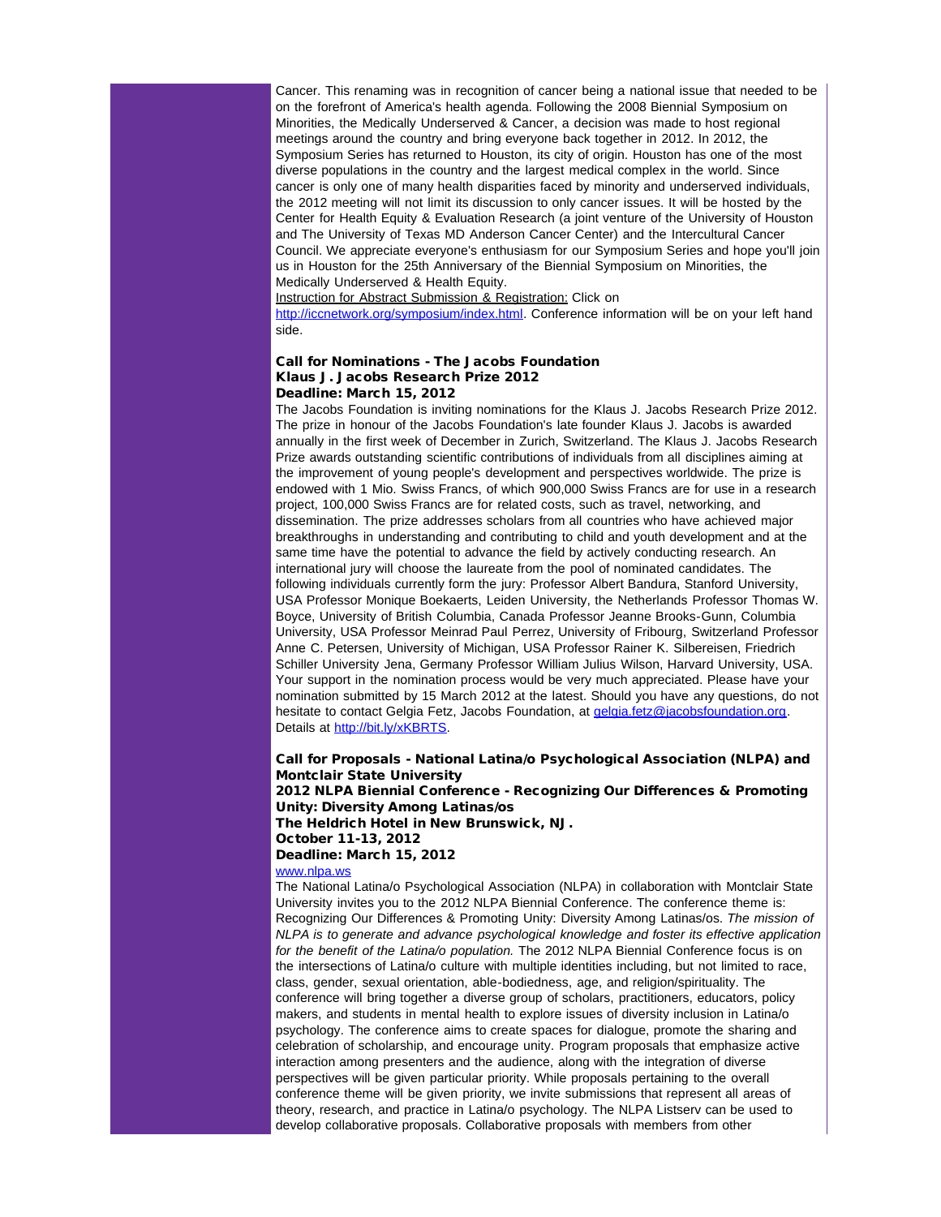Cancer. This renaming was in recognition of cancer being a national issue that needed to be on the forefront of America's health agenda. Following the 2008 Biennial Symposium on Minorities, the Medically Underserved & Cancer, a decision was made to host regional meetings around the country and bring everyone back together in 2012. In 2012, the Symposium Series has returned to Houston, its city of origin. Houston has one of the most diverse populations in the country and the largest medical complex in the world. Since cancer is only one of many health disparities faced by minority and underserved individuals, the 2012 meeting will not limit its discussion to only cancer issues. It will be hosted by the Center for Health Equity & Evaluation Research (a joint venture of the University of Houston and The University of Texas MD Anderson Cancer Center) and the Intercultural Cancer Council. We appreciate everyone's enthusiasm for our Symposium Series and hope you'll join us in Houston for the 25th Anniversary of the Biennial Symposium on Minorities, the Medically Underserved & Health Equity.

Instruction for Abstract Submission & Registration: Click on http://iccnetwork.org/symposium/index.html. Conference information will be on your left hand side.

**Call for Nominations - The Jacobs Foundation**
**Klaus J. Jacobs Research Prize 2012**
**Deadline: March 15, 2012**

The Jacobs Foundation is inviting nominations for the Klaus J. Jacobs Research Prize 2012. The prize in honour of the Jacobs Foundation's late founder Klaus J. Jacobs is awarded annually in the first week of December in Zurich, Switzerland. The Klaus J. Jacobs Research Prize awards outstanding scientific contributions of individuals from all disciplines aiming at the improvement of young people's development and perspectives worldwide. The prize is endowed with 1 Mio. Swiss Francs, of which 900,000 Swiss Francs are for use in a research project, 100,000 Swiss Francs are for related costs, such as travel, networking, and dissemination. The prize addresses scholars from all countries who have achieved major breakthroughs in understanding and contributing to child and youth development and at the same time have the potential to advance the field by actively conducting research. An international jury will choose the laureate from the pool of nominated candidates. The following individuals currently form the jury: Professor Albert Bandura, Stanford University, USA Professor Monique Boekaerts, Leiden University, the Netherlands Professor Thomas W. Boyce, University of British Columbia, Canada Professor Jeanne Brooks-Gunn, Columbia University, USA Professor Meinrad Paul Perrez, University of Fribourg, Switzerland Professor Anne C. Petersen, University of Michigan, USA Professor Rainer K. Silbereisen, Friedrich Schiller University Jena, Germany Professor William Julius Wilson, Harvard University, USA. Your support in the nomination process would be very much appreciated. Please have your nomination submitted by 15 March 2012 at the latest. Should you have any questions, do not hesitate to contact Gelgia Fetz, Jacobs Foundation, at gelgia.fetz@jacobsfoundation.org. Details at http://bit.ly/xKBRTS.

**Call for Proposals - National Latina/o Psychological Association (NLPA) and Montclair State University**
**2012 NLPA Biennial Conference - Recognizing Our Differences & Promoting Unity: Diversity Among Latinas/os**
**The Heldrich Hotel in New Brunswick, NJ.**
**October 11-13, 2012**
**Deadline: March 15, 2012**
www.nlpa.ws

The National Latina/o Psychological Association (NLPA) in collaboration with Montclair State University invites you to the 2012 NLPA Biennial Conference. The conference theme is: Recognizing Our Differences & Promoting Unity: Diversity Among Latinas/os. *The mission of NLPA is to generate and advance psychological knowledge and foster its effective application for the benefit of the Latina/o population.* The 2012 NLPA Biennial Conference focus is on the intersections of Latina/o culture with multiple identities including, but not limited to race, class, gender, sexual orientation, able-bodiedness, age, and religion/spirituality. The conference will bring together a diverse group of scholars, practitioners, educators, policy makers, and students in mental health to explore issues of diversity inclusion in Latina/o psychology. The conference aims to create spaces for dialogue, promote the sharing and celebration of scholarship, and encourage unity. Program proposals that emphasize active interaction among presenters and the audience, along with the integration of diverse perspectives will be given particular priority. While proposals pertaining to the overall conference theme will be given priority, we invite submissions that represent all areas of theory, research, and practice in Latina/o psychology. The NLPA Listserv can be used to develop collaborative proposals. Collaborative proposals with members from other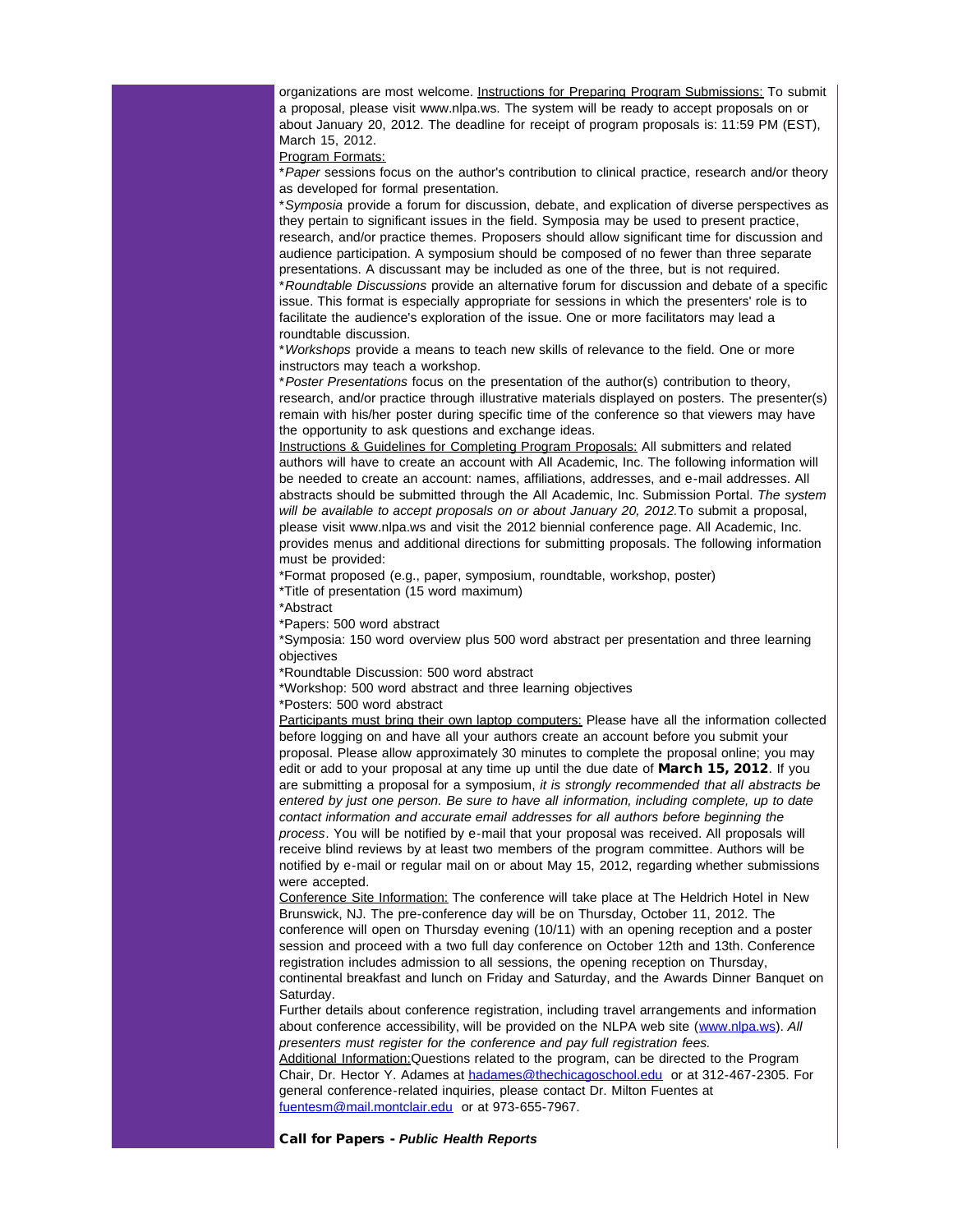organizations are most welcome. Instructions for Preparing Program Submissions: To submit a proposal, please visit www.nlpa.ws. The system will be ready to accept proposals on or about January 20, 2012. The deadline for receipt of program proposals is: 11:59 PM (EST), March 15, 2012.

Program Formats:

*\*Paper* sessions focus on the author's contribution to clinical practice, research and/or theory as developed for formal presentation.

*\*Symposia* provide a forum for discussion, debate, and explication of diverse perspectives as they pertain to significant issues in the field. Symposia may be used to present practice, research, and/or practice themes. Proposers should allow significant time for discussion and audience participation. A symposium should be composed of no fewer than three separate presentations. A discussant may be included as one of the three, but is not required.

*\*Roundtable Discussions* provide an alternative forum for discussion and debate of a specific issue. This format is especially appropriate for sessions in which the presenters' role is to facilitate the audience's exploration of the issue. One or more facilitators may lead a roundtable discussion.

*\*Workshops* provide a means to teach new skills of relevance to the field. One or more instructors may teach a workshop.

*\*Poster Presentations* focus on the presentation of the author(s) contribution to theory, research, and/or practice through illustrative materials displayed on posters. The presenter(s) remain with his/her poster during specific time of the conference so that viewers may have the opportunity to ask questions and exchange ideas.

Instructions & Guidelines for Completing Program Proposals: All submitters and related authors will have to create an account with All Academic, Inc. The following information will be needed to create an account: names, affiliations, addresses, and e-mail addresses. All abstracts should be submitted through the All Academic, Inc. Submission Portal. *The system will be available to accept proposals on or about January 20, 2012.* To submit a proposal, please visit www.nlpa.ws and visit the 2012 biennial conference page. All Academic, Inc. provides menus and additional directions for submitting proposals. The following information must be provided:

*Format proposed (e.g., paper, symposium, roundtable, workshop, poster)

*Title of presentation (15 word maximum)

*Abstract

*Papers: 500 word abstract

*Symposia: 150 word overview plus 500 word abstract per presentation and three learning objectives

*Roundtable Discussion: 500 word abstract

*Workshop: 500 word abstract and three learning objectives

*Posters: 500 word abstract

Participants must bring their own laptop computers: Please have all the information collected before logging on and have all your authors create an account before you submit your proposal. Please allow approximately 30 minutes to complete the proposal online; you may edit or add to your proposal at any time up until the due date of **March 15, 2012**. If you are submitting a proposal for a symposium, *it is strongly recommended that all abstracts be entered by just one person. Be sure to have all information, including complete, up to date contact information and accurate email addresses for all authors before beginning the process*. You will be notified by e-mail that your proposal was received. All proposals will receive blind reviews by at least two members of the program committee. Authors will be notified by e-mail or regular mail on or about May 15, 2012, regarding whether submissions were accepted.

Conference Site Information: The conference will take place at The Heldrich Hotel in New Brunswick, NJ. The pre-conference day will be on Thursday, October 11, 2012. The conference will open on Thursday evening (10/11) with an opening reception and a poster session and proceed with a two full day conference on October 12th and 13th. Conference registration includes admission to all sessions, the opening reception on Thursday, continental breakfast and lunch on Friday and Saturday, and the Awards Dinner Banquet on Saturday.

Further details about conference registration, including travel arrangements and information about conference accessibility, will be provided on the NLPA web site (www.nlpa.ws). *All presenters must register for the conference and pay full registration fees.*

Additional Information:Questions related to the program, can be directed to the Program Chair, Dr. Hector Y. Adames at hadames@thechicagoschool.edu or at 312-467-2305. For general conference-related inquiries, please contact Dr. Milton Fuentes at fuentesm@mail.montclair.edu or at 973-655-7967.

**Call for Papers - *Public Health Reports***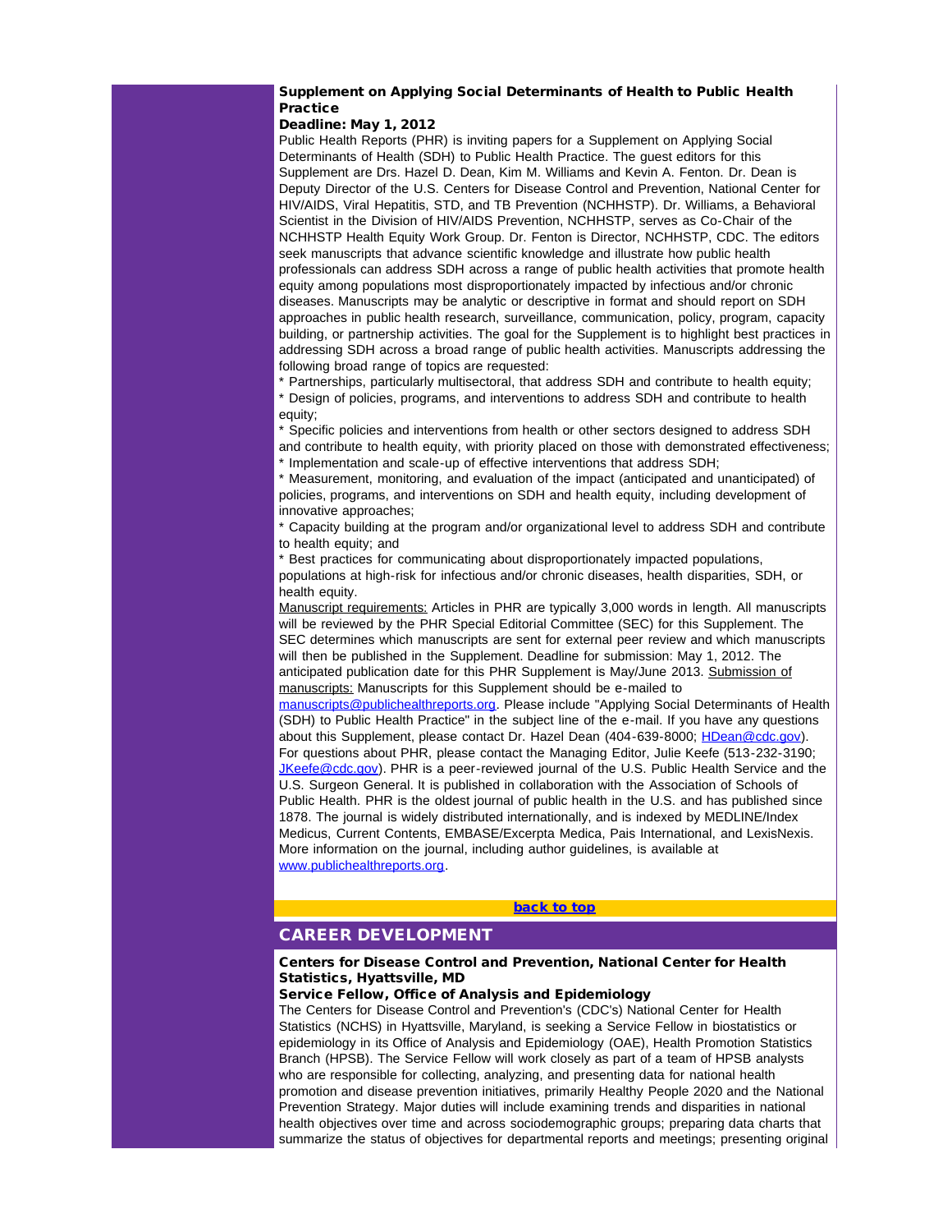### Supplement on Applying Social Determinants of Health to Public Health Practice

**Deadline: May 1, 2012**

Public Health Reports (PHR) is inviting papers for a Supplement on Applying Social Determinants of Health (SDH) to Public Health Practice. The guest editors for this Supplement are Drs. Hazel D. Dean, Kim M. Williams and Kevin A. Fenton. Dr. Dean is Deputy Director of the U.S. Centers for Disease Control and Prevention, National Center for HIV/AIDS, Viral Hepatitis, STD, and TB Prevention (NCHHSTP). Dr. Williams, a Behavioral Scientist in the Division of HIV/AIDS Prevention, NCHHSTP, serves as Co-Chair of the NCHHSTP Health Equity Work Group. Dr. Fenton is Director, NCHHSTP, CDC. The editors seek manuscripts that advance scientific knowledge and illustrate how public health professionals can address SDH across a range of public health activities that promote health equity among populations most disproportionately impacted by infectious and/or chronic diseases. Manuscripts may be analytic or descriptive in format and should report on SDH approaches in public health research, surveillance, communication, policy, program, capacity building, or partnership activities. The goal for the Supplement is to highlight best practices in addressing SDH across a broad range of public health activities. Manuscripts addressing the following broad range of topics are requested:

* Partnerships, particularly multisectoral, that address SDH and contribute to health equity;
* Design of policies, programs, and interventions to address SDH and contribute to health equity;
* Specific policies and interventions from health or other sectors designed to address SDH and contribute to health equity, with priority placed on those with demonstrated effectiveness;
* Implementation and scale-up of effective interventions that address SDH;
* Measurement, monitoring, and evaluation of the impact (anticipated and unanticipated) of policies, programs, and interventions on SDH and health equity, including development of innovative approaches;
* Capacity building at the program and/or organizational level to address SDH and contribute to health equity; and
* Best practices for communicating about disproportionately impacted populations, populations at high-risk for infectious and/or chronic diseases, health disparities, SDH, or health equity.

Manuscript requirements: Articles in PHR are typically 3,000 words in length. All manuscripts will be reviewed by the PHR Special Editorial Committee (SEC) for this Supplement. The SEC determines which manuscripts are sent for external peer review and which manuscripts will then be published in the Supplement. Deadline for submission: May 1, 2012. The anticipated publication date for this PHR Supplement is May/June 2013. Submission of manuscripts: Manuscripts for this Supplement should be e-mailed to manuscripts@publichealthreports.org. Please include "Applying Social Determinants of Health (SDH) to Public Health Practice" in the subject line of the e-mail. If you have any questions about this Supplement, please contact Dr. Hazel Dean (404-639-8000; HDean@cdc.gov). For questions about PHR, please contact the Managing Editor, Julie Keefe (513-232-3190; JKeefe@cdc.gov). PHR is a peer-reviewed journal of the U.S. Public Health Service and the U.S. Surgeon General. It is published in collaboration with the Association of Schools of Public Health. PHR is the oldest journal of public health in the U.S. and has published since 1878. The journal is widely distributed internationally, and is indexed by MEDLINE/Index Medicus, Current Contents, EMBASE/Excerpta Medica, Pais International, and LexisNexis. More information on the journal, including author guidelines, is available at www.publichealthreports.org.

back to top

## CAREER DEVELOPMENT

### Centers for Disease Control and Prevention, National Center for Health Statistics, Hyattsville, MD

**Service Fellow, Office of Analysis and Epidemiology**

The Centers for Disease Control and Prevention's (CDC's) National Center for Health Statistics (NCHS) in Hyattsville, Maryland, is seeking a Service Fellow in biostatistics or epidemiology in its Office of Analysis and Epidemiology (OAE), Health Promotion Statistics Branch (HPSB). The Service Fellow will work closely as part of a team of HPSB analysts who are responsible for collecting, analyzing, and presenting data for national health promotion and disease prevention initiatives, primarily Healthy People 2020 and the National Prevention Strategy. Major duties will include examining trends and disparities in national health objectives over time and across sociodemographic groups; preparing data charts that summarize the status of objectives for departmental reports and meetings; presenting original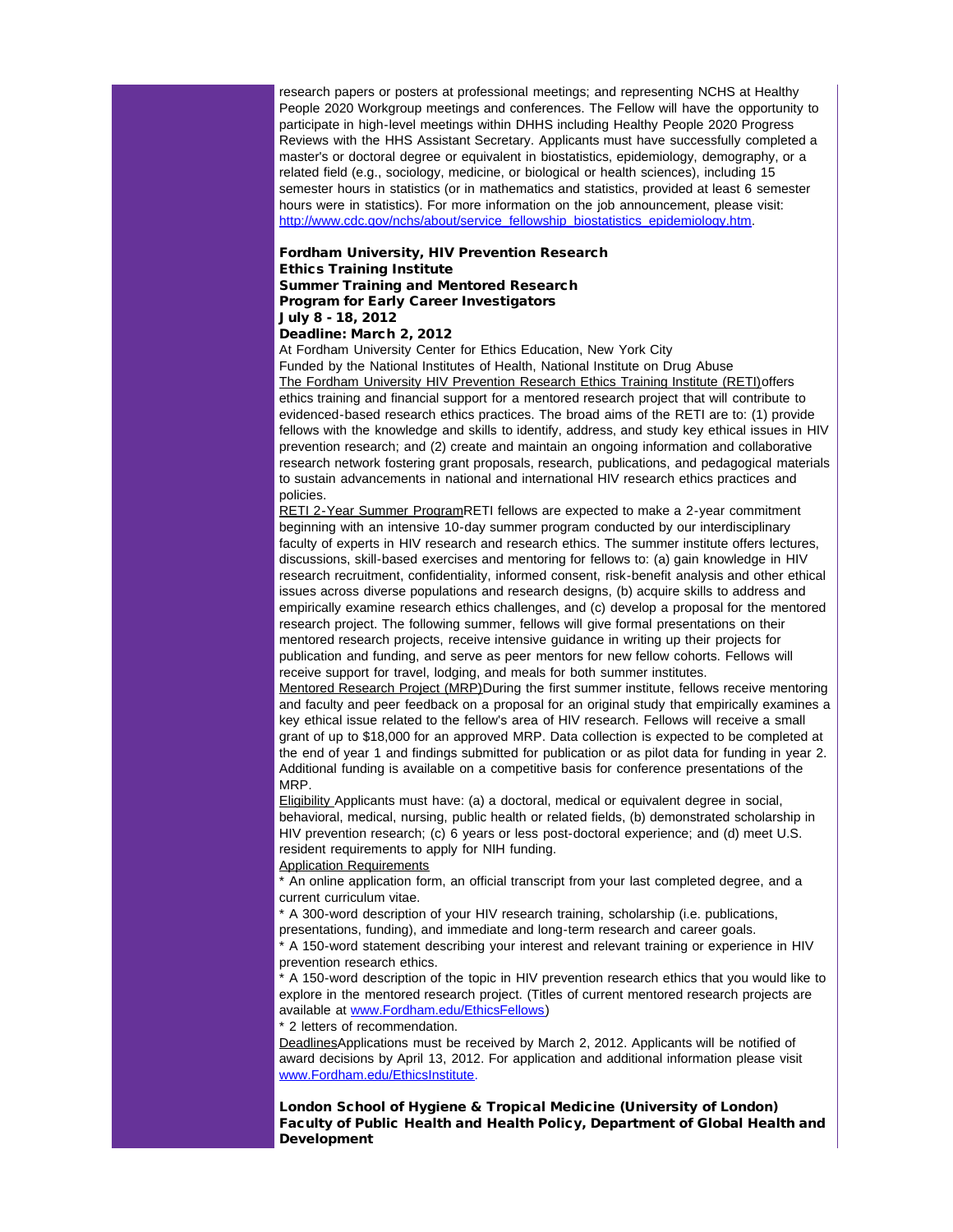research papers or posters at professional meetings; and representing NCHS at Healthy People 2020 Workgroup meetings and conferences. The Fellow will have the opportunity to participate in high-level meetings within DHHS including Healthy People 2020 Progress Reviews with the HHS Assistant Secretary. Applicants must have successfully completed a master's or doctoral degree or equivalent in biostatistics, epidemiology, demography, or a related field (e.g., sociology, medicine, or biological or health sciences), including 15 semester hours in statistics (or in mathematics and statistics, provided at least 6 semester hours were in statistics). For more information on the job announcement, please visit: http://www.cdc.gov/nchs/about/service_fellowship_biostatistics_epidemiology.htm.

**Fordham University, HIV Prevention Research Ethics Training Institute**
**Summer Training and Mentored Research Program for Early Career Investigators**
**July 8 - 18, 2012**
**Deadline: March 2, 2012**

At Fordham University Center for Ethics Education, New York City
Funded by the National Institutes of Health, National Institute on Drug Abuse

The Fordham University HIV Prevention Research Ethics Training Institute (RETI)offers ethics training and financial support for a mentored research project that will contribute to evidenced-based research ethics practices. The broad aims of the RETI are to: (1) provide fellows with the knowledge and skills to identify, address, and study key ethical issues in HIV prevention research; and (2) create and maintain an ongoing information and collaborative research network fostering grant proposals, research, publications, and pedagogical materials to sustain advancements in national and international HIV research ethics practices and policies.

RETI 2-Year Summer ProgramRETI fellows are expected to make a 2-year commitment beginning with an intensive 10-day summer program conducted by our interdisciplinary faculty of experts in HIV research and research ethics. The summer institute offers lectures, discussions, skill-based exercises and mentoring for fellows to: (a) gain knowledge in HIV research recruitment, confidentiality, informed consent, risk-benefit analysis and other ethical issues across diverse populations and research designs, (b) acquire skills to address and empirically examine research ethics challenges, and (c) develop a proposal for the mentored research project. The following summer, fellows will give formal presentations on their mentored research projects, receive intensive guidance in writing up their projects for publication and funding, and serve as peer mentors for new fellow cohorts. Fellows will receive support for travel, lodging, and meals for both summer institutes.

Mentored Research Project (MRP)During the first summer institute, fellows receive mentoring and faculty and peer feedback on a proposal for an original study that empirically examines a key ethical issue related to the fellow's area of HIV research. Fellows will receive a small grant of up to $18,000 for an approved MRP. Data collection is expected to be completed at the end of year 1 and findings submitted for publication or as pilot data for funding in year 2. Additional funding is available on a competitive basis for conference presentations of the MRP.

Eligibility Applicants must have: (a) a doctoral, medical or equivalent degree in social, behavioral, medical, nursing, public health or related fields, (b) demonstrated scholarship in HIV prevention research; (c) 6 years or less post-doctoral experience; and (d) meet U.S. resident requirements to apply for NIH funding.

Application Requirements

* An online application form, an official transcript from your last completed degree, and a current curriculum vitae.
* A 300-word description of your HIV research training, scholarship (i.e. publications, presentations, funding), and immediate and long-term research and career goals.
* A 150-word statement describing your interest and relevant training or experience in HIV prevention research ethics.
* A 150-word description of the topic in HIV prevention research ethics that you would like to explore in the mentored research project. (Titles of current mentored research projects are available at www.Fordham.edu/EthicsFellows)
* 2 letters of recommendation.

DeadlinesApplications must be received by March 2, 2012. Applicants will be notified of award decisions by April 13, 2012. For application and additional information please visit www.Fordham.edu/EthicsInstitute.

**London School of Hygiene & Tropical Medicine (University of London)**
**Faculty of Public Health and Health Policy, Department of Global Health and Development**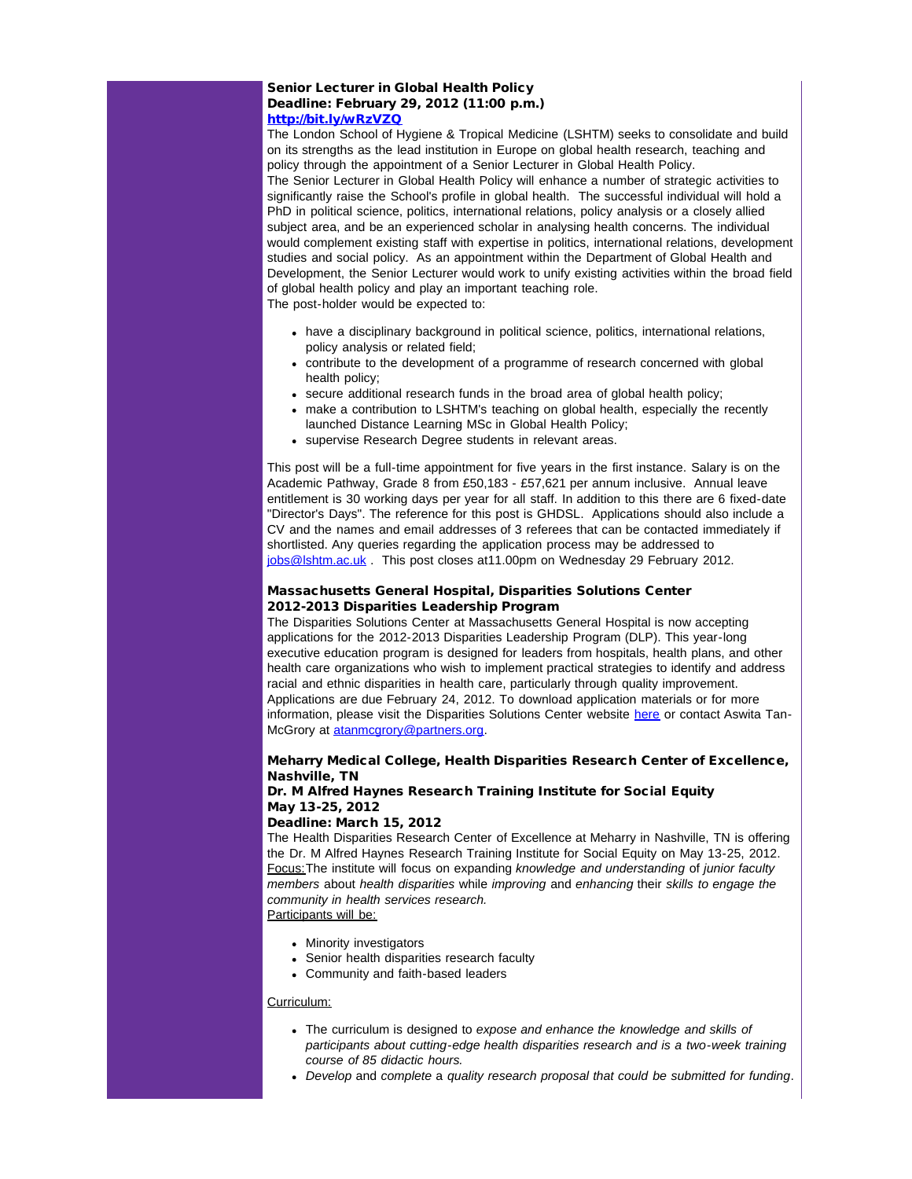### Senior Lecturer in Global Health Policy
### Deadline: February 29, 2012 (11:00 p.m.)
**[http://bit.ly/wRzVZQ](http://bit.ly/wRzVZQ)**

The London School of Hygiene & Tropical Medicine (LSHTM) seeks to consolidate and build on its strengths as the lead institution in Europe on global health research, teaching and policy through the appointment of a Senior Lecturer in Global Health Policy.

The Senior Lecturer in Global Health Policy will enhance a number of strategic activities to significantly raise the School's profile in global health. The successful individual will hold a PhD in political science, politics, international relations, policy analysis or a closely allied subject area, and be an experienced scholar in analysing health concerns. The individual would complement existing staff with expertise in politics, international relations, development studies and social policy. As an appointment within the Department of Global Health and Development, the Senior Lecturer would work to unify existing activities within the broad field of global health policy and play an important teaching role.

The post-holder would be expected to:

- have a disciplinary background in political science, politics, international relations, policy analysis or related field;
- contribute to the development of a programme of research concerned with global health policy;
- secure additional research funds in the broad area of global health policy;
- make a contribution to LSHTM's teaching on global health, especially the recently launched Distance Learning MSc in Global Health Policy;
- supervise Research Degree students in relevant areas.

This post will be a full-time appointment for five years in the first instance. Salary is on the Academic Pathway, Grade 8 from £50,183 - £57,621 per annum inclusive. Annual leave entitlement is 30 working days per year for all staff. In addition to this there are 6 fixed-date "Director's Days". The reference for this post is GHDSL. Applications should also include a CV and the names and email addresses of 3 referees that can be contacted immediately if shortlisted. Any queries regarding the application process may be addressed to [jobs@lshtm.ac.uk](mailto:jobs@lshtm.ac.uk) . This post closes at11.00pm on Wednesday 29 February 2012.

### Massachusetts General Hospital, Disparities Solutions Center
### 2012-2013 Disparities Leadership Program

The Disparities Solutions Center at Massachusetts General Hospital is now accepting applications for the 2012-2013 Disparities Leadership Program (DLP). This year-long executive education program is designed for leaders from hospitals, health plans, and other health care organizations who wish to implement practical strategies to identify and address racial and ethnic disparities in health care, particularly through quality improvement. Applications are due February 24, 2012. To download application materials or for more information, please visit the Disparities Solutions Center website [here]() or contact Aswita Tan-McGrory at [atanmcgrory@partners.org](mailto:atanmcgrory@partners.org).

### Meharry Medical College, Health Disparities Research Center of Excellence, Nashville, TN
### Dr. M Alfred Haynes Research Training Institute for Social Equity
### May 13-25, 2012
### Deadline: March 15, 2012

The Health Disparities Research Center of Excellence at Meharry in Nashville, TN is offering the Dr. M Alfred Haynes Research Training Institute for Social Equity on May 13-25, 2012.

Focus:The institute will focus on expanding *knowledge and understanding* of *junior faculty members* about *health disparities* while *improving* and *enhancing* their *skills to engage the community in health services research.*

Participants will be:

- Minority investigators
- Senior health disparities research faculty
- Community and faith-based leaders

Curriculum:

- The curriculum is designed to *expose and enhance the knowledge and skills of participants about cutting-edge health disparities research and is a two-week training course of 85 didactic hours.*
- *Develop* and *complete* a *quality research proposal that could be submitted for funding*.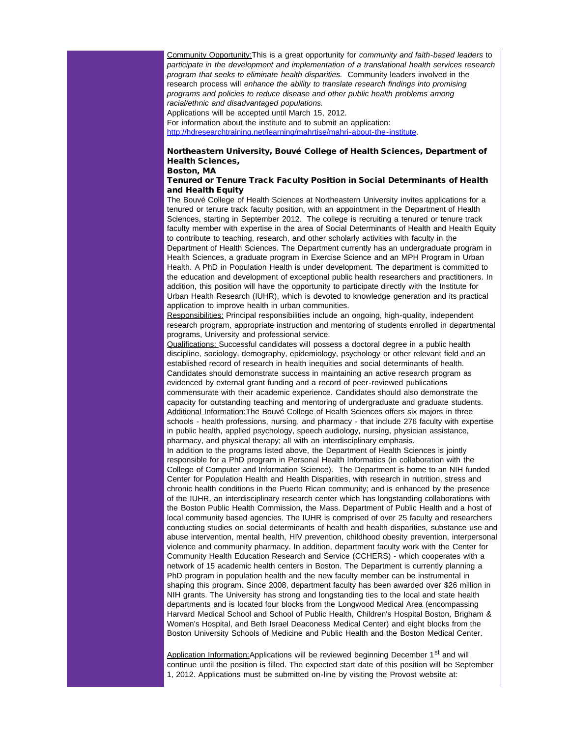Community Opportunity:This is a great opportunity for *community and faith-based leaders* to *participate in the development and implementation of a translational health services research program that seeks to eliminate health disparities.* Community leaders involved in the research process will *enhance the ability to translate research findings into promising programs and policies to reduce disease and other public health problems among racial/ethnic and disadvantaged populations.*

Applications will be accepted until March 15, 2012.

For information about the institute and to submit an application: [http://hdresearchtraining.net/learning/mahrtise/mahri-about-the-institute](http://hdresearchtraining.net/learning/mahrtise/mahri-about-the-institute).

### Northeastern University, Bouvé College of Health Sciences, Department of Health Sciences, Boston, MA

### Tenured or Tenure Track Faculty Position in Social Determinants of Health and Health Equity

The Bouvé College of Health Sciences at Northeastern University invites applications for a tenured or tenure track faculty position, with an appointment in the Department of Health Sciences, starting in September 2012. The college is recruiting a tenured or tenure track faculty member with expertise in the area of Social Determinants of Health and Health Equity to contribute to teaching, research, and other scholarly activities with faculty in the Department of Health Sciences. The Department currently has an undergraduate program in Health Sciences, a graduate program in Exercise Science and an MPH Program in Urban Health. A PhD in Population Health is under development. The department is committed to the education and development of exceptional public health researchers and practitioners. In addition, this position will have the opportunity to participate directly with the Institute for Urban Health Research (IUHR), which is devoted to knowledge generation and its practical application to improve health in urban communities.

Responsibilities: Principal responsibilities include an ongoing, high-quality, independent research program, appropriate instruction and mentoring of students enrolled in departmental programs, University and professional service.

Qualifications: Successful candidates will possess a doctoral degree in a public health discipline, sociology, demography, epidemiology, psychology or other relevant field and an established record of research in health inequities and social determinants of health. Candidates should demonstrate success in maintaining an active research program as evidenced by external grant funding and a record of peer-reviewed publications commensurate with their academic experience. Candidates should also demonstrate the capacity for outstanding teaching and mentoring of undergraduate and graduate students.

Additional Information:The Bouvé College of Health Sciences offers six majors in three schools - health professions, nursing, and pharmacy - that include 276 faculty with expertise in public health, applied psychology, speech audiology, nursing, physician assistance, pharmacy, and physical therapy; all with an interdisciplinary emphasis.

In addition to the programs listed above, the Department of Health Sciences is jointly responsible for a PhD program in Personal Health Informatics (in collaboration with the College of Computer and Information Science). The Department is home to an NIH funded Center for Population Health and Health Disparities, with research in nutrition, stress and chronic health conditions in the Puerto Rican community; and is enhanced by the presence of the IUHR, an interdisciplinary research center which has longstanding collaborations with the Boston Public Health Commission, the Mass. Department of Public Health and a host of local community based agencies. The IUHR is comprised of over 25 faculty and researchers conducting studies on social determinants of health and health disparities, substance use and abuse intervention, mental health, HIV prevention, childhood obesity prevention, interpersonal violence and community pharmacy. In addition, department faculty work with the Center for Community Health Education Research and Service (CCHERS) - which cooperates with a network of 15 academic health centers in Boston. The Department is currently planning a PhD program in population health and the new faculty member can be instrumental in shaping this program. Since 2008, department faculty has been awarded over $26 million in NIH grants. The University has strong and longstanding ties to the local and state health departments and is located four blocks from the Longwood Medical Area (encompassing Harvard Medical School and School of Public Health, Children's Hospital Boston, Brigham & Women's Hospital, and Beth Israel Deaconess Medical Center) and eight blocks from the Boston University Schools of Medicine and Public Health and the Boston Medical Center.

Application Information:Applications will be reviewed beginning December 1st and will continue until the position is filled. The expected start date of this position will be September 1, 2012. Applications must be submitted on-line by visiting the Provost website at: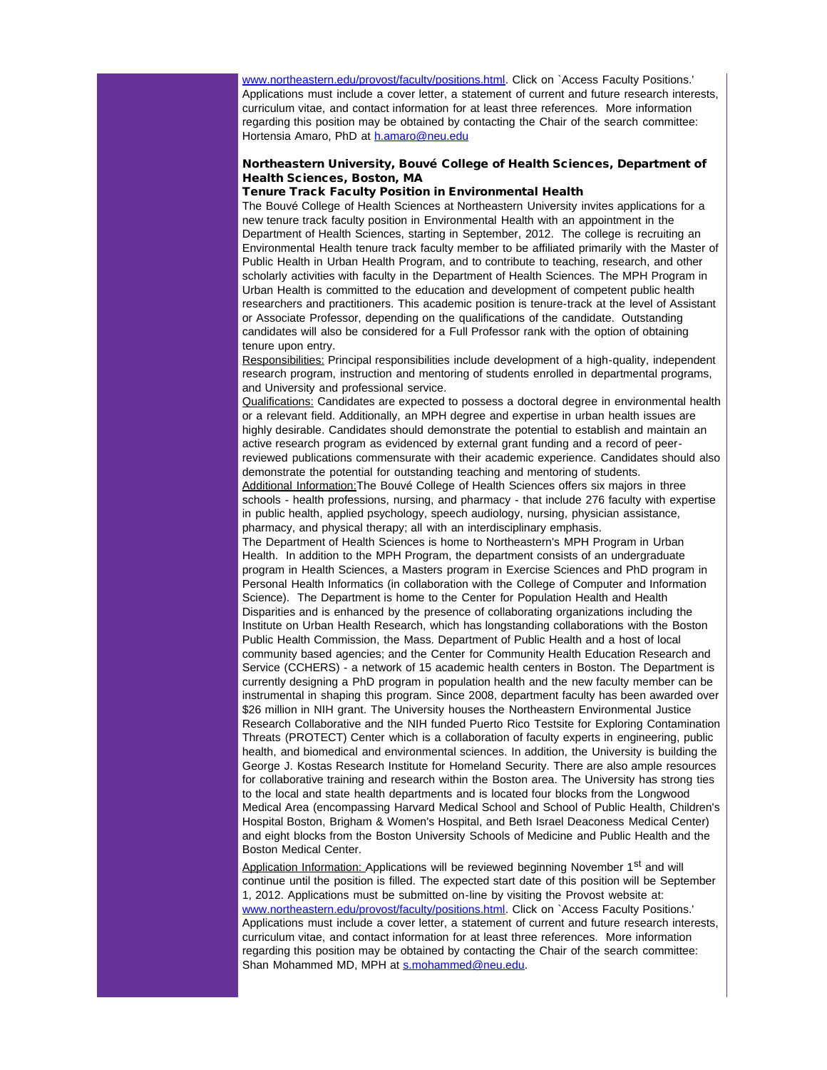[www.northeastern.edu/provost/faculty/positions.html](http://www.northeastern.edu/provost/faculty/positions.html). Click on `Access Faculty Positions.' Applications must include a cover letter, a statement of current and future research interests, curriculum vitae, and contact information for at least three references. More information regarding this position may be obtained by contacting the Chair of the search committee: Hortensia Amaro, PhD at [h.amaro@neu.edu](mailto:h.amaro@neu.edu)

**Northeastern University, Bouvé College of Health Sciences, Department of Health Sciences, Boston, MA**
**Tenure Track Faculty Position in Environmental Health**

The Bouvé College of Health Sciences at Northeastern University invites applications for a new tenure track faculty position in Environmental Health with an appointment in the Department of Health Sciences, starting in September, 2012. The college is recruiting an Environmental Health tenure track faculty member to be affiliated primarily with the Master of Public Health in Urban Health Program, and to contribute to teaching, research, and other scholarly activities with faculty in the Department of Health Sciences. The MPH Program in Urban Health is committed to the education and development of competent public health researchers and practitioners. This academic position is tenure-track at the level of Assistant or Associate Professor, depending on the qualifications of the candidate. Outstanding candidates will also be considered for a Full Professor rank with the option of obtaining tenure upon entry.

Responsibilities: Principal responsibilities include development of a high-quality, independent research program, instruction and mentoring of students enrolled in departmental programs, and University and professional service.

Qualifications: Candidates are expected to possess a doctoral degree in environmental health or a relevant field. Additionally, an MPH degree and expertise in urban health issues are highly desirable. Candidates should demonstrate the potential to establish and maintain an active research program as evidenced by external grant funding and a record of peer-reviewed publications commensurate with their academic experience. Candidates should also demonstrate the potential for outstanding teaching and mentoring of students.

Additional Information: The Bouvé College of Health Sciences offers six majors in three schools - health professions, nursing, and pharmacy - that include 276 faculty with expertise in public health, applied psychology, speech audiology, nursing, physician assistance, pharmacy, and physical therapy; all with an interdisciplinary emphasis.

The Department of Health Sciences is home to Northeastern's MPH Program in Urban Health. In addition to the MPH Program, the department consists of an undergraduate program in Health Sciences, a Masters program in Exercise Sciences and PhD program in Personal Health Informatics (in collaboration with the College of Computer and Information Science). The Department is home to the Center for Population Health and Health Disparities and is enhanced by the presence of collaborating organizations including the Institute on Urban Health Research, which has longstanding collaborations with the Boston Public Health Commission, the Mass. Department of Public Health and a host of local community based agencies; and the Center for Community Health Education Research and Service (CCHERS) - a network of 15 academic health centers in Boston. The Department is currently designing a PhD program in population health and the new faculty member can be instrumental in shaping this program. Since 2008, department faculty has been awarded over $26 million in NIH grant. The University houses the Northeastern Environmental Justice Research Collaborative and the NIH funded Puerto Rico Testsite for Exploring Contamination Threats (PROTECT) Center which is a collaboration of faculty experts in engineering, public health, and biomedical and environmental sciences. In addition, the University is building the George J. Kostas Research Institute for Homeland Security. There are also ample resources for collaborative training and research within the Boston area. The University has strong ties to the local and state health departments and is located four blocks from the Longwood Medical Area (encompassing Harvard Medical School and School of Public Health, Children's Hospital Boston, Brigham & Women's Hospital, and Beth Israel Deaconess Medical Center) and eight blocks from the Boston University Schools of Medicine and Public Health and the Boston Medical Center.

Application Information: Applications will be reviewed beginning November 1st and will continue until the position is filled. The expected start date of this position will be September 1, 2012. Applications must be submitted on-line by visiting the Provost website at: [www.northeastern.edu/provost/faculty/positions.html](http://www.northeastern.edu/provost/faculty/positions.html). Click on `Access Faculty Positions.' Applications must include a cover letter, a statement of current and future research interests, curriculum vitae, and contact information for at least three references. More information regarding this position may be obtained by contacting the Chair of the search committee: Shan Mohammed MD, MPH at [s.mohammed@neu.edu](mailto:s.mohammed@neu.edu).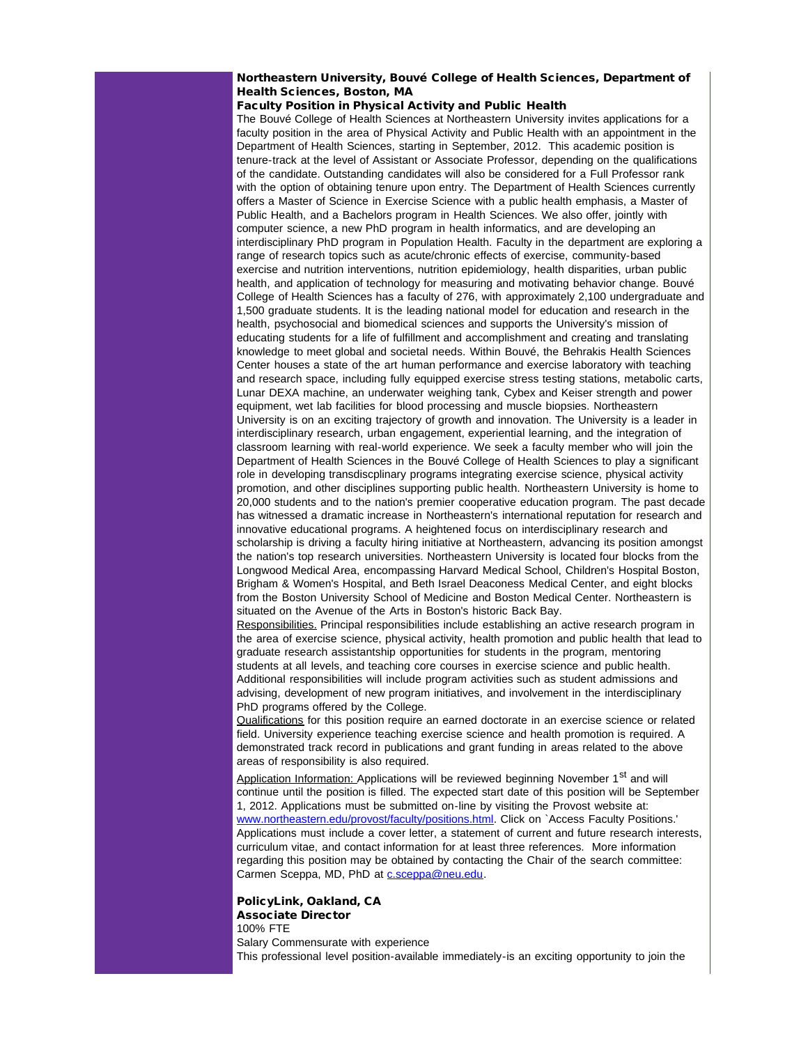**Northeastern University, Bouvé College of Health Sciences, Department of Health Sciences, Boston, MA**

**Faculty Position in Physical Activity and Public Health**

The Bouvé College of Health Sciences at Northeastern University invites applications for a faculty position in the area of Physical Activity and Public Health with an appointment in the Department of Health Sciences, starting in September, 2012. This academic position is tenure-track at the level of Assistant or Associate Professor, depending on the qualifications of the candidate. Outstanding candidates will also be considered for a Full Professor rank with the option of obtaining tenure upon entry. The Department of Health Sciences currently offers a Master of Science in Exercise Science with a public health emphasis, a Master of Public Health, and a Bachelors program in Health Sciences. We also offer, jointly with computer science, a new PhD program in health informatics, and are developing an interdisciplinary PhD program in Population Health. Faculty in the department are exploring a range of research topics such as acute/chronic effects of exercise, community-based exercise and nutrition interventions, nutrition epidemiology, health disparities, urban public health, and application of technology for measuring and motivating behavior change. Bouvé College of Health Sciences has a faculty of 276, with approximately 2,100 undergraduate and 1,500 graduate students. It is the leading national model for education and research in the health, psychosocial and biomedical sciences and supports the University's mission of educating students for a life of fulfillment and accomplishment and creating and translating knowledge to meet global and societal needs. Within Bouvé, the Behrakis Health Sciences Center houses a state of the art human performance and exercise laboratory with teaching and research space, including fully equipped exercise stress testing stations, metabolic carts, Lunar DEXA machine, an underwater weighing tank, Cybex and Keiser strength and power equipment, wet lab facilities for blood processing and muscle biopsies. Northeastern University is on an exciting trajectory of growth and innovation. The University is a leader in interdisciplinary research, urban engagement, experiential learning, and the integration of classroom learning with real-world experience. We seek a faculty member who will join the Department of Health Sciences in the Bouvé College of Health Sciences to play a significant role in developing transdiscplinary programs integrating exercise science, physical activity promotion, and other disciplines supporting public health. Northeastern University is home to 20,000 students and to the nation's premier cooperative education program. The past decade has witnessed a dramatic increase in Northeastern's international reputation for research and innovative educational programs. A heightened focus on interdisciplinary research and scholarship is driving a faculty hiring initiative at Northeastern, advancing its position amongst the nation's top research universities. Northeastern University is located four blocks from the Longwood Medical Area, encompassing Harvard Medical School, Children's Hospital Boston, Brigham & Women's Hospital, and Beth Israel Deaconess Medical Center, and eight blocks from the Boston University School of Medicine and Boston Medical Center. Northeastern is situated on the Avenue of the Arts in Boston's historic Back Bay.

Responsibilities. Principal responsibilities include establishing an active research program in the area of exercise science, physical activity, health promotion and public health that lead to graduate research assistantship opportunities for students in the program, mentoring students at all levels, and teaching core courses in exercise science and public health. Additional responsibilities will include program activities such as student admissions and advising, development of new program initiatives, and involvement in the interdisciplinary PhD programs offered by the College.

Qualifications for this position require an earned doctorate in an exercise science or related field. University experience teaching exercise science and health promotion is required. A demonstrated track record in publications and grant funding in areas related to the above areas of responsibility is also required.

Application Information: Applications will be reviewed beginning November 1st and will continue until the position is filled. The expected start date of this position will be September 1, 2012. Applications must be submitted on-line by visiting the Provost website at: www.northeastern.edu/provost/faculty/positions.html. Click on `Access Faculty Positions.' Applications must include a cover letter, a statement of current and future research interests, curriculum vitae, and contact information for at least three references. More information regarding this position may be obtained by contacting the Chair of the search committee: Carmen Sceppa, MD, PhD at c.sceppa@neu.edu.

**PolicyLink, Oakland, CA**

**Associate Director**

100% FTE

Salary Commensurate with experience

This professional level position-available immediately-is an exciting opportunity to join the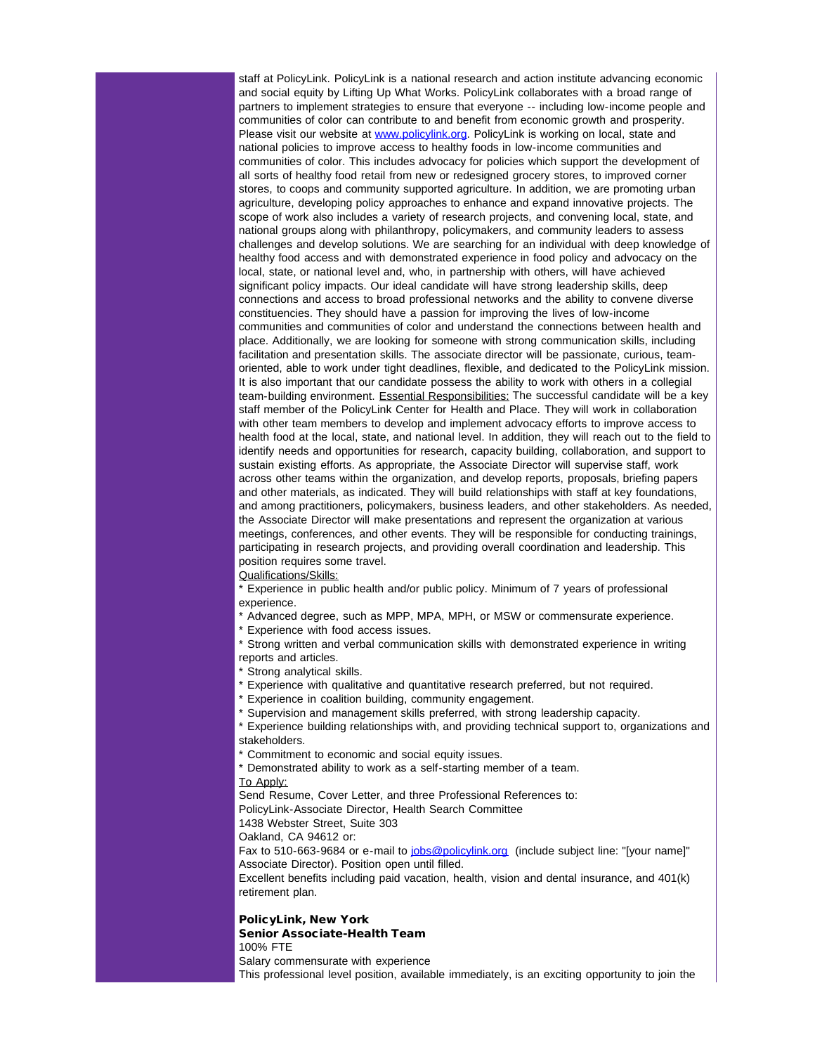staff at PolicyLink. PolicyLink is a national research and action institute advancing economic and social equity by Lifting Up What Works. PolicyLink collaborates with a broad range of partners to implement strategies to ensure that everyone -- including low-income people and communities of color can contribute to and benefit from economic growth and prosperity. Please visit our website at [www.policylink.org](http://www.policylink.org). PolicyLink is working on local, state and national policies to improve access to healthy foods in low-income communities and communities of color. This includes advocacy for policies which support the development of all sorts of healthy food retail from new or redesigned grocery stores, to improved corner stores, to coops and community supported agriculture. In addition, we are promoting urban agriculture, developing policy approaches to enhance and expand innovative projects. The scope of work also includes a variety of research projects, and convening local, state, and national groups along with philanthropy, policymakers, and community leaders to assess challenges and develop solutions. We are searching for an individual with deep knowledge of healthy food access and with demonstrated experience in food policy and advocacy on the local, state, or national level and, who, in partnership with others, will have achieved significant policy impacts. Our ideal candidate will have strong leadership skills, deep connections and access to broad professional networks and the ability to convene diverse constituencies. They should have a passion for improving the lives of low-income communities and communities of color and understand the connections between health and place. Additionally, we are looking for someone with strong communication skills, including facilitation and presentation skills. The associate director will be passionate, curious, team-oriented, able to work under tight deadlines, flexible, and dedicated to the PolicyLink mission. It is also important that our candidate possess the ability to work with others in a collegial team-building environment. Essential Responsibilities: The successful candidate will be a key staff member of the PolicyLink Center for Health and Place. They will work in collaboration with other team members to develop and implement advocacy efforts to improve access to health food at the local, state, and national level. In addition, they will reach out to the field to identify needs and opportunities for research, capacity building, collaboration, and support to sustain existing efforts. As appropriate, the Associate Director will supervise staff, work across other teams within the organization, and develop reports, proposals, briefing papers and other materials, as indicated. They will build relationships with staff at key foundations, and among practitioners, policymakers, business leaders, and other stakeholders. As needed, the Associate Director will make presentations and represent the organization at various meetings, conferences, and other events. They will be responsible for conducting trainings, participating in research projects, and providing overall coordination and leadership. This position requires some travel.

Qualifications/Skills:

* Experience in public health and/or public policy. Minimum of 7 years of professional experience.
* Advanced degree, such as MPP, MPA, MPH, or MSW or commensurate experience.
* Experience with food access issues.
* Strong written and verbal communication skills with demonstrated experience in writing reports and articles.
* Strong analytical skills.
* Experience with qualitative and quantitative research preferred, but not required.
* Experience in coalition building, community engagement.
* Supervision and management skills preferred, with strong leadership capacity.
* Experience building relationships with, and providing technical support to, organizations and stakeholders.
* Commitment to economic and social equity issues.
* Demonstrated ability to work as a self-starting member of a team.

To Apply:

Send Resume, Cover Letter, and three Professional References to:
PolicyLink-Associate Director, Health Search Committee
1438 Webster Street, Suite 303
Oakland, CA 94612 or:
Fax to 510-663-9684 or e-mail to [jobs@policylink.org](mailto:jobs@policylink.org) (include subject line: "[your name]" Associate Director). Position open until filled.
Excellent benefits including paid vacation, health, vision and dental insurance, and 401(k) retirement plan.

**PolicyLink, New York**
**Senior Associate-Health Team**
100% FTE
Salary commensurate with experience
This professional level position, available immediately, is an exciting opportunity to join the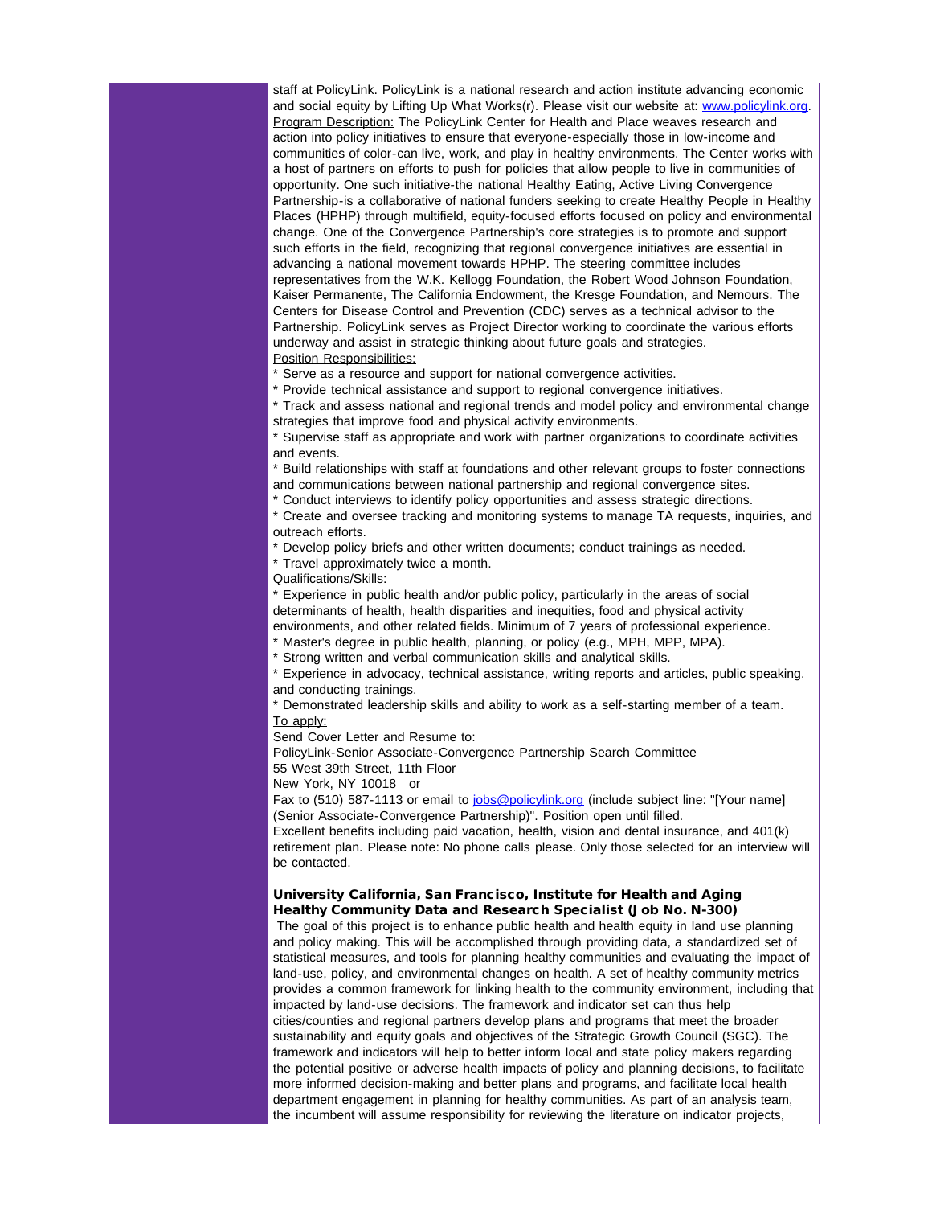staff at PolicyLink. PolicyLink is a national research and action institute advancing economic and social equity by Lifting Up What Works(r). Please visit our website at: [www.policylink.org](www.policylink.org).

Program Description: The PolicyLink Center for Health and Place weaves research and action into policy initiatives to ensure that everyone-especially those in low-income and communities of color-can live, work, and play in healthy environments. The Center works with a host of partners on efforts to push for policies that allow people to live in communities of opportunity. One such initiative-the national Healthy Eating, Active Living Convergence Partnership-is a collaborative of national funders seeking to create Healthy People in Healthy Places (HPHP) through multifield, equity-focused efforts focused on policy and environmental change. One of the Convergence Partnership's core strategies is to promote and support such efforts in the field, recognizing that regional convergence initiatives are essential in advancing a national movement towards HPHP. The steering committee includes representatives from the W.K. Kellogg Foundation, the Robert Wood Johnson Foundation, Kaiser Permanente, The California Endowment, the Kresge Foundation, and Nemours. The Centers for Disease Control and Prevention (CDC) serves as a technical advisor to the Partnership. PolicyLink serves as Project Director working to coordinate the various efforts underway and assist in strategic thinking about future goals and strategies.

Position Responsibilities:

* Serve as a resource and support for national convergence activities.
* Provide technical assistance and support to regional convergence initiatives.
* Track and assess national and regional trends and model policy and environmental change strategies that improve food and physical activity environments.
* Supervise staff as appropriate and work with partner organizations to coordinate activities and events.
* Build relationships with staff at foundations and other relevant groups to foster connections and communications between national partnership and regional convergence sites.
* Conduct interviews to identify policy opportunities and assess strategic directions.
* Create and oversee tracking and monitoring systems to manage TA requests, inquiries, and outreach efforts.
* Develop policy briefs and other written documents; conduct trainings as needed.
* Travel approximately twice a month.

Qualifications/Skills:

* Experience in public health and/or public policy, particularly in the areas of social determinants of health, health disparities and inequities, food and physical activity environments, and other related fields. Minimum of 7 years of professional experience.
* Master's degree in public health, planning, or policy (e.g., MPH, MPP, MPA).
* Strong written and verbal communication skills and analytical skills.
* Experience in advocacy, technical assistance, writing reports and articles, public speaking, and conducting trainings.
* Demonstrated leadership skills and ability to work as a self-starting member of a team.

To apply:

Send Cover Letter and Resume to:

PolicyLink-Senior Associate-Convergence Partnership Search Committee
55 West 39th Street, 11th Floor
New York, NY 10018 or

Fax to (510) 587-1113 or email to [jobs@policylink.org](mailto:jobs@policylink.org) (include subject line: "[Your name] (Senior Associate-Convergence Partnership)". Position open until filled.

Excellent benefits including paid vacation, health, vision and dental insurance, and 401(k) retirement plan. Please note: No phone calls please. Only those selected for an interview will be contacted.

**University California, San Francisco, Institute for Health and Aging**
**Healthy Community Data and Research Specialist (Job No. N-300)**

The goal of this project is to enhance public health and health equity in land use planning and policy making. This will be accomplished through providing data, a standardized set of statistical measures, and tools for planning healthy communities and evaluating the impact of land-use, policy, and environmental changes on health. A set of healthy community metrics provides a common framework for linking health to the community environment, including that impacted by land-use decisions. The framework and indicator set can thus help cities/counties and regional partners develop plans and programs that meet the broader sustainability and equity goals and objectives of the Strategic Growth Council (SGC). The framework and indicators will help to better inform local and state policy makers regarding the potential positive or adverse health impacts of policy and planning decisions, to facilitate more informed decision-making and better plans and programs, and facilitate local health department engagement in planning for healthy communities. As part of an analysis team, the incumbent will assume responsibility for reviewing the literature on indicator projects,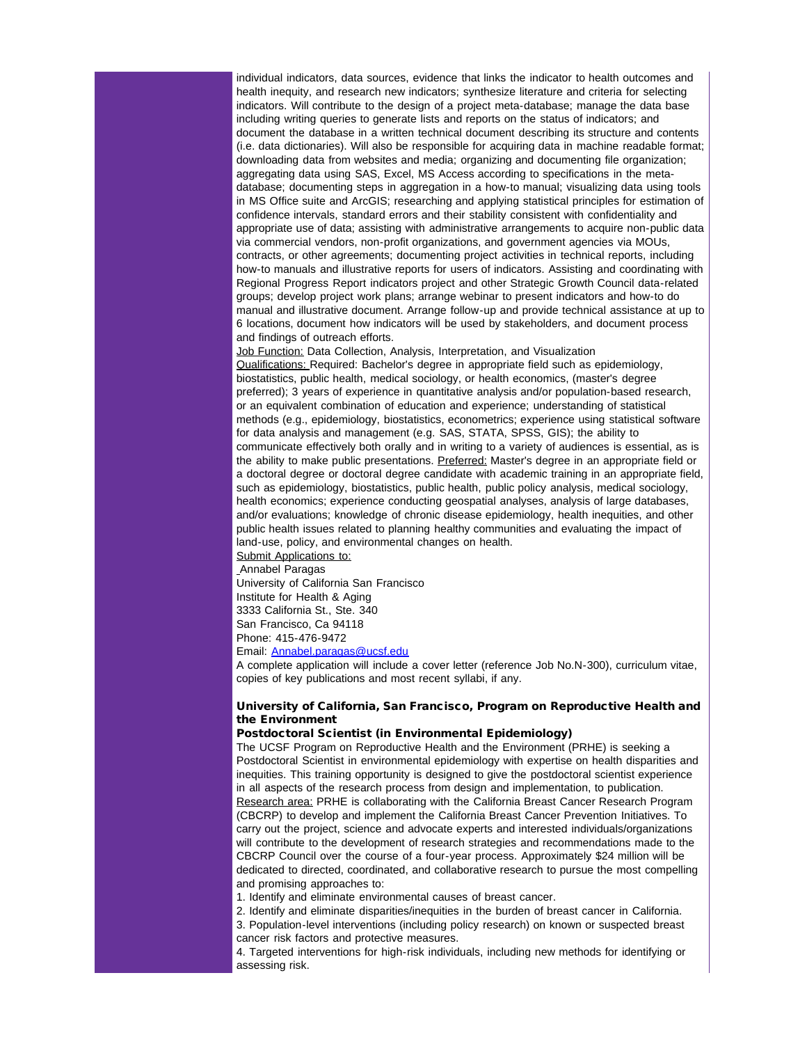individual indicators, data sources, evidence that links the indicator to health outcomes and health inequity, and research new indicators; synthesize literature and criteria for selecting indicators. Will contribute to the design of a project meta-database; manage the data base including writing queries to generate lists and reports on the status of indicators; and document the database in a written technical document describing its structure and contents (i.e. data dictionaries). Will also be responsible for acquiring data in machine readable format; downloading data from websites and media; organizing and documenting file organization; aggregating data using SAS, Excel, MS Access according to specifications in the meta-database; documenting steps in aggregation in a how-to manual; visualizing data using tools in MS Office suite and ArcGIS; researching and applying statistical principles for estimation of confidence intervals, standard errors and their stability consistent with confidentiality and appropriate use of data; assisting with administrative arrangements to acquire non-public data via commercial vendors, non-profit organizations, and government agencies via MOUs, contracts, or other agreements; documenting project activities in technical reports, including how-to manuals and illustrative reports for users of indicators. Assisting and coordinating with Regional Progress Report indicators project and other Strategic Growth Council data-related groups; develop project work plans; arrange webinar to present indicators and how-to do manual and illustrative document. Arrange follow-up and provide technical assistance at up to 6 locations, document how indicators will be used by stakeholders, and document process and findings of outreach efforts.

Job Function: Data Collection, Analysis, Interpretation, and Visualization

Qualifications: Required: Bachelor's degree in appropriate field such as epidemiology, biostatistics, public health, medical sociology, or health economics, (master's degree preferred); 3 years of experience in quantitative analysis and/or population-based research, or an equivalent combination of education and experience; understanding of statistical methods (e.g., epidemiology, biostatistics, econometrics; experience using statistical software for data analysis and management (e.g. SAS, STATA, SPSS, GIS); the ability to communicate effectively both orally and in writing to a variety of audiences is essential, as is the ability to make public presentations. Preferred: Master's degree in an appropriate field or a doctoral degree or doctoral degree candidate with academic training in an appropriate field, such as epidemiology, biostatistics, public health, public policy analysis, medical sociology, health economics; experience conducting geospatial analyses, analysis of large databases, and/or evaluations; knowledge of chronic disease epidemiology, health inequities, and other public health issues related to planning healthy communities and evaluating the impact of land-use, policy, and environmental changes on health.

Submit Applications to:
Annabel Paragas
University of California San Francisco
Institute for Health & Aging
3333 California St., Ste. 340
San Francisco, Ca 94118
Phone: 415-476-9472
Email: Annabel.paragas@ucsf.edu

A complete application will include a cover letter (reference Job No.N-300), curriculum vitae, copies of key publications and most recent syllabi, if any.

### University of California, San Francisco, Program on Reproductive Health and the Environment

**Postdoctoral Scientist (in Environmental Epidemiology)**

The UCSF Program on Reproductive Health and the Environment (PRHE) is seeking a Postdoctoral Scientist in environmental epidemiology with expertise on health disparities and inequities. This training opportunity is designed to give the postdoctoral scientist experience in all aspects of the research process from design and implementation, to publication.

Research area: PRHE is collaborating with the California Breast Cancer Research Program (CBCRP) to develop and implement the California Breast Cancer Prevention Initiatives. To carry out the project, science and advocate experts and interested individuals/organizations will contribute to the development of research strategies and recommendations made to the CBCRP Council over the course of a four-year process. Approximately $24 million will be dedicated to directed, coordinated, and collaborative research to pursue the most compelling and promising approaches to:

1. Identify and eliminate environmental causes of breast cancer.
2. Identify and eliminate disparities/inequities in the burden of breast cancer in California.
3. Population-level interventions (including policy research) on known or suspected breast cancer risk factors and protective measures.
4. Targeted interventions for high-risk individuals, including new methods for identifying or assessing risk.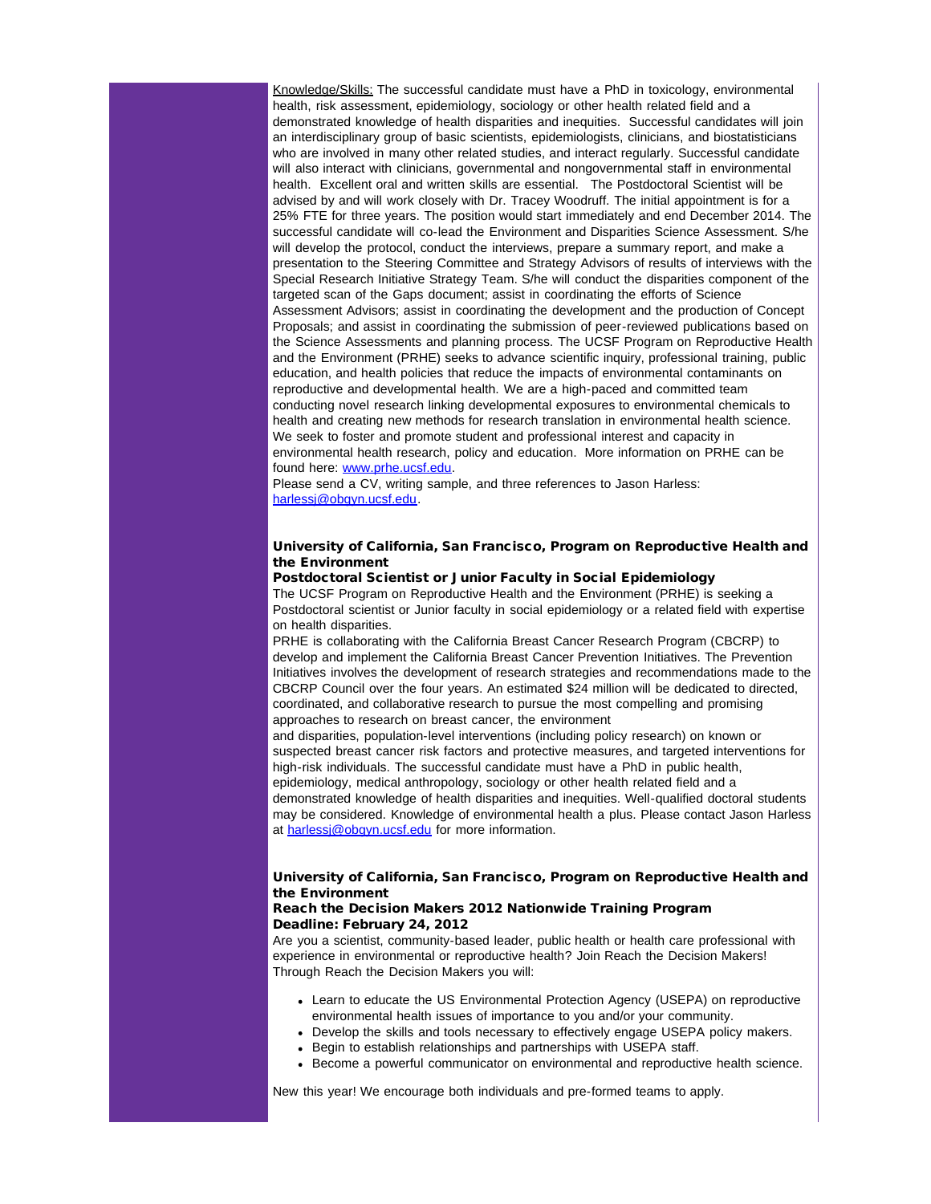Knowledge/Skills: The successful candidate must have a PhD in toxicology, environmental health, risk assessment, epidemiology, sociology or other health related field and a demonstrated knowledge of health disparities and inequities. Successful candidates will join an interdisciplinary group of basic scientists, epidemiologists, clinicians, and biostatisticians who are involved in many other related studies, and interact regularly. Successful candidate will also interact with clinicians, governmental and nongovernmental staff in environmental health. Excellent oral and written skills are essential. The Postdoctoral Scientist will be advised by and will work closely with Dr. Tracey Woodruff. The initial appointment is for a 25% FTE for three years. The position would start immediately and end December 2014. The successful candidate will co-lead the Environment and Disparities Science Assessment. S/he will develop the protocol, conduct the interviews, prepare a summary report, and make a presentation to the Steering Committee and Strategy Advisors of results of interviews with the Special Research Initiative Strategy Team. S/he will conduct the disparities component of the targeted scan of the Gaps document; assist in coordinating the efforts of Science Assessment Advisors; assist in coordinating the development and the production of Concept Proposals; and assist in coordinating the submission of peer-reviewed publications based on the Science Assessments and planning process. The UCSF Program on Reproductive Health and the Environment (PRHE) seeks to advance scientific inquiry, professional training, public education, and health policies that reduce the impacts of environmental contaminants on reproductive and developmental health. We are a high-paced and committed team conducting novel research linking developmental exposures to environmental chemicals to health and creating new methods for research translation in environmental health science. We seek to foster and promote student and professional interest and capacity in environmental health research, policy and education. More information on PRHE can be found here: www.prhe.ucsf.edu.

Please send a CV, writing sample, and three references to Jason Harless: harlessj@obgyn.ucsf.edu.

### University of California, San Francisco, Program on Reproductive Health and the Environment

**Postdoctoral Scientist or Junior Faculty in Social Epidemiology**

The UCSF Program on Reproductive Health and the Environment (PRHE) is seeking a Postdoctoral scientist or Junior faculty in social epidemiology or a related field with expertise on health disparities.

PRHE is collaborating with the California Breast Cancer Research Program (CBCRP) to develop and implement the California Breast Cancer Prevention Initiatives. The Prevention Initiatives involves the development of research strategies and recommendations made to the CBCRP Council over the four years. An estimated $24 million will be dedicated to directed, coordinated, and collaborative research to pursue the most compelling and promising approaches to research on breast cancer, the environment and disparities, population-level interventions (including policy research) on known or suspected breast cancer risk factors and protective measures, and targeted interventions for high-risk individuals. The successful candidate must have a PhD in public health, epidemiology, medical anthropology, sociology or other health related field and a demonstrated knowledge of health disparities and inequities. Well-qualified doctoral students may be considered. Knowledge of environmental health a plus. Please contact Jason Harless at harlessj@obgyn.ucsf.edu for more information.

### University of California, San Francisco, Program on Reproductive Health and the Environment

**Reach the Decision Makers 2012 Nationwide Training Program**
**Deadline: February 24, 2012**

Are you a scientist, community-based leader, public health or health care professional with experience in environmental or reproductive health? Join Reach the Decision Makers! Through Reach the Decision Makers you will:

- Learn to educate the US Environmental Protection Agency (USEPA) on reproductive environmental health issues of importance to you and/or your community.
- Develop the skills and tools necessary to effectively engage USEPA policy makers.
- Begin to establish relationships and partnerships with USEPA staff.
- Become a powerful communicator on environmental and reproductive health science.

New this year! We encourage both individuals and pre-formed teams to apply.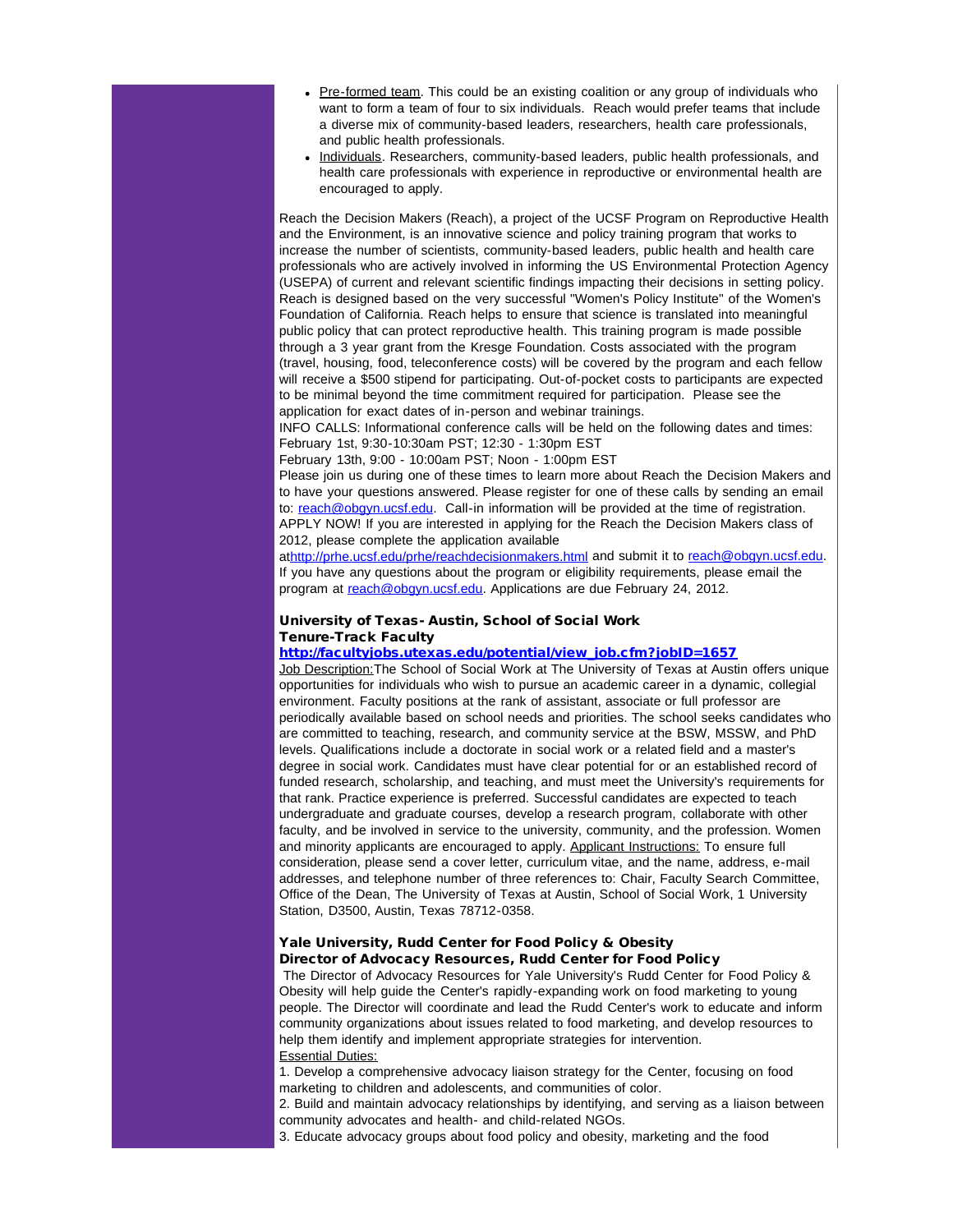- Pre-formed team. This could be an existing coalition or any group of individuals who want to form a team of four to six individuals. Reach would prefer teams that include a diverse mix of community-based leaders, researchers, health care professionals, and public health professionals.
- Individuals. Researchers, community-based leaders, public health professionals, and health care professionals with experience in reproductive or environmental health are encouraged to apply.

Reach the Decision Makers (Reach), a project of the UCSF Program on Reproductive Health and the Environment, is an innovative science and policy training program that works to increase the number of scientists, community-based leaders, public health and health care professionals who are actively involved in informing the US Environmental Protection Agency (USEPA) of current and relevant scientific findings impacting their decisions in setting policy. Reach is designed based on the very successful "Women's Policy Institute" of the Women's Foundation of California. Reach helps to ensure that science is translated into meaningful public policy that can protect reproductive health. This training program is made possible through a 3 year grant from the Kresge Foundation. Costs associated with the program (travel, housing, food, teleconference costs) will be covered by the program and each fellow will receive a $500 stipend for participating. Out-of-pocket costs to participants are expected to be minimal beyond the time commitment required for participation. Please see the application for exact dates of in-person and webinar trainings.

INFO CALLS: Informational conference calls will be held on the following dates and times:
February 1st, 9:30-10:30am PST; 12:30 - 1:30pm EST
February 13th, 9:00 - 10:00am PST; Noon - 1:00pm EST
Please join us during one of these times to learn more about Reach the Decision Makers and to have your questions answered. Please register for one of these calls by sending an email to: reach@obgyn.ucsf.edu. Call-in information will be provided at the time of registration.
APPLY NOW! If you are interested in applying for the Reach the Decision Makers class of 2012, please complete the application available athttp://prhe.ucsf.edu/prhe/reachdecisionmakers.html and submit it to reach@obgyn.ucsf.edu. If you have any questions about the program or eligibility requirements, please email the program at reach@obgyn.ucsf.edu. Applications are due February 24, 2012.

**University of Texas- Austin, School of Social Work**
**Tenure-Track Faculty**
**http://facultyjobs.utexas.edu/potential/view_job.cfm?jobID=1657**

Job Description:The School of Social Work at The University of Texas at Austin offers unique opportunities for individuals who wish to pursue an academic career in a dynamic, collegial environment. Faculty positions at the rank of assistant, associate or full professor are periodically available based on school needs and priorities. The school seeks candidates who are committed to teaching, research, and community service at the BSW, MSSW, and PhD levels. Qualifications include a doctorate in social work or a related field and a master's degree in social work. Candidates must have clear potential for or an established record of funded research, scholarship, and teaching, and must meet the University's requirements for that rank. Practice experience is preferred. Successful candidates are expected to teach undergraduate and graduate courses, develop a research program, collaborate with other faculty, and be involved in service to the university, community, and the profession. Women and minority applicants are encouraged to apply. Applicant Instructions: To ensure full consideration, please send a cover letter, curriculum vitae, and the name, address, e-mail addresses, and telephone number of three references to: Chair, Faculty Search Committee, Office of the Dean, The University of Texas at Austin, School of Social Work, 1 University Station, D3500, Austin, Texas 78712-0358.

**Yale University, Rudd Center for Food Policy & Obesity**
**Director of Advocacy Resources, Rudd Center for Food Policy**

The Director of Advocacy Resources for Yale University's Rudd Center for Food Policy & Obesity will help guide the Center's rapidly-expanding work on food marketing to young people. The Director will coordinate and lead the Rudd Center's work to educate and inform community organizations about issues related to food marketing, and develop resources to help them identify and implement appropriate strategies for intervention.

Essential Duties:

1. Develop a comprehensive advocacy liaison strategy for the Center, focusing on food marketing to children and adolescents, and communities of color.
2. Build and maintain advocacy relationships by identifying, and serving as a liaison between community advocates and health- and child-related NGOs.
3. Educate advocacy groups about food policy and obesity, marketing and the food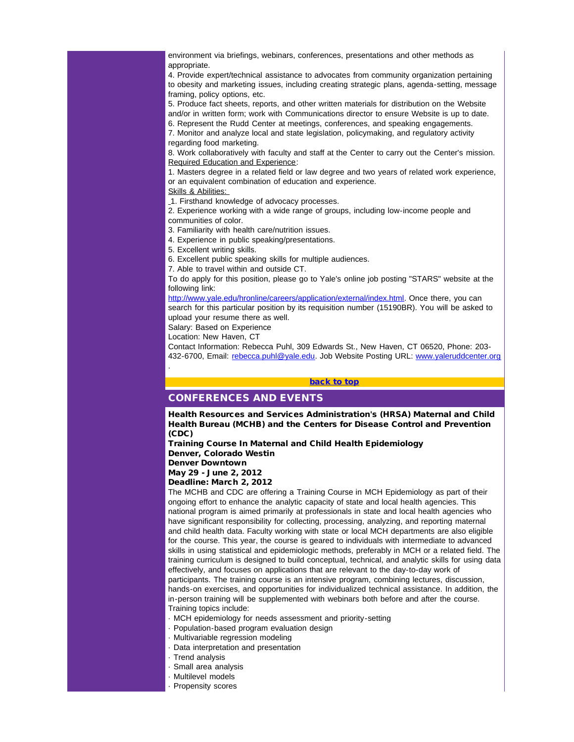environment via briefings, webinars, conferences, presentations and other methods as appropriate.

4. Provide expert/technical assistance to advocates from community organization pertaining to obesity and marketing issues, including creating strategic plans, agenda-setting, message framing, policy options, etc.

5. Produce fact sheets, reports, and other written materials for distribution on the Website and/or in written form; work with Communications director to ensure Website is up to date.

6. Represent the Rudd Center at meetings, conferences, and speaking engagements.

7. Monitor and analyze local and state legislation, policymaking, and regulatory activity regarding food marketing.

8. Work collaboratively with faculty and staff at the Center to carry out the Center's mission.

Required Education and Experience:

1. Masters degree in a related field or law degree and two years of related work experience, or an equivalent combination of education and experience.

Skills & Abilities:

1. Firsthand knowledge of advocacy processes.
2. Experience working with a wide range of groups, including low-income people and communities of color.
3. Familiarity with health care/nutrition issues.
4. Experience in public speaking/presentations.
5. Excellent writing skills.
6. Excellent public speaking skills for multiple audiences.
7. Able to travel within and outside CT.

To do apply for this position, please go to Yale's online job posting "STARS" website at the following link:
http://www.yale.edu/hronline/careers/application/external/index.html. Once there, you can search for this particular position by its requisition number (15190BR). You will be asked to upload your resume there as well.

Salary: Based on Experience

Location: New Haven, CT

Contact Information: Rebecca Puhl, 309 Edwards St., New Haven, CT 06520, Phone: 203-432-6700, Email: rebecca.puhl@yale.edu. Job Website Posting URL: www.yaleruddcenter.org.

back to top

## CONFERENCES AND EVENTS

**Health Resources and Services Administration's (HRSA) Maternal and Child Health Bureau (MCHB) and the Centers for Disease Control and Prevention (CDC)**
**Training Course In Maternal and Child Health Epidemiology**
**Denver, Colorado Westin**
**Denver Downtown**
**May 29 - June 2, 2012**
**Deadline: March 2, 2012**

The MCHB and CDC are offering a Training Course in MCH Epidemiology as part of their ongoing effort to enhance the analytic capacity of state and local health agencies. This national program is aimed primarily at professionals in state and local health agencies who have significant responsibility for collecting, processing, analyzing, and reporting maternal and child health data. Faculty working with state or local MCH departments are also eligible for the course. This year, the course is geared to individuals with intermediate to advanced skills in using statistical and epidemiologic methods, preferably in MCH or a related field. The training curriculum is designed to build conceptual, technical, and analytic skills for using data effectively, and focuses on applications that are relevant to the day-to-day work of participants. The training course is an intensive program, combining lectures, discussion, hands-on exercises, and opportunities for individualized technical assistance. In addition, the in-person training will be supplemented with webinars both before and after the course. Training topics include:

- MCH epidemiology for needs assessment and priority-setting
- Population-based program evaluation design
- Multivariable regression modeling
- Data interpretation and presentation
- Trend analysis
- Small area analysis
- Multilevel models
- Propensity scores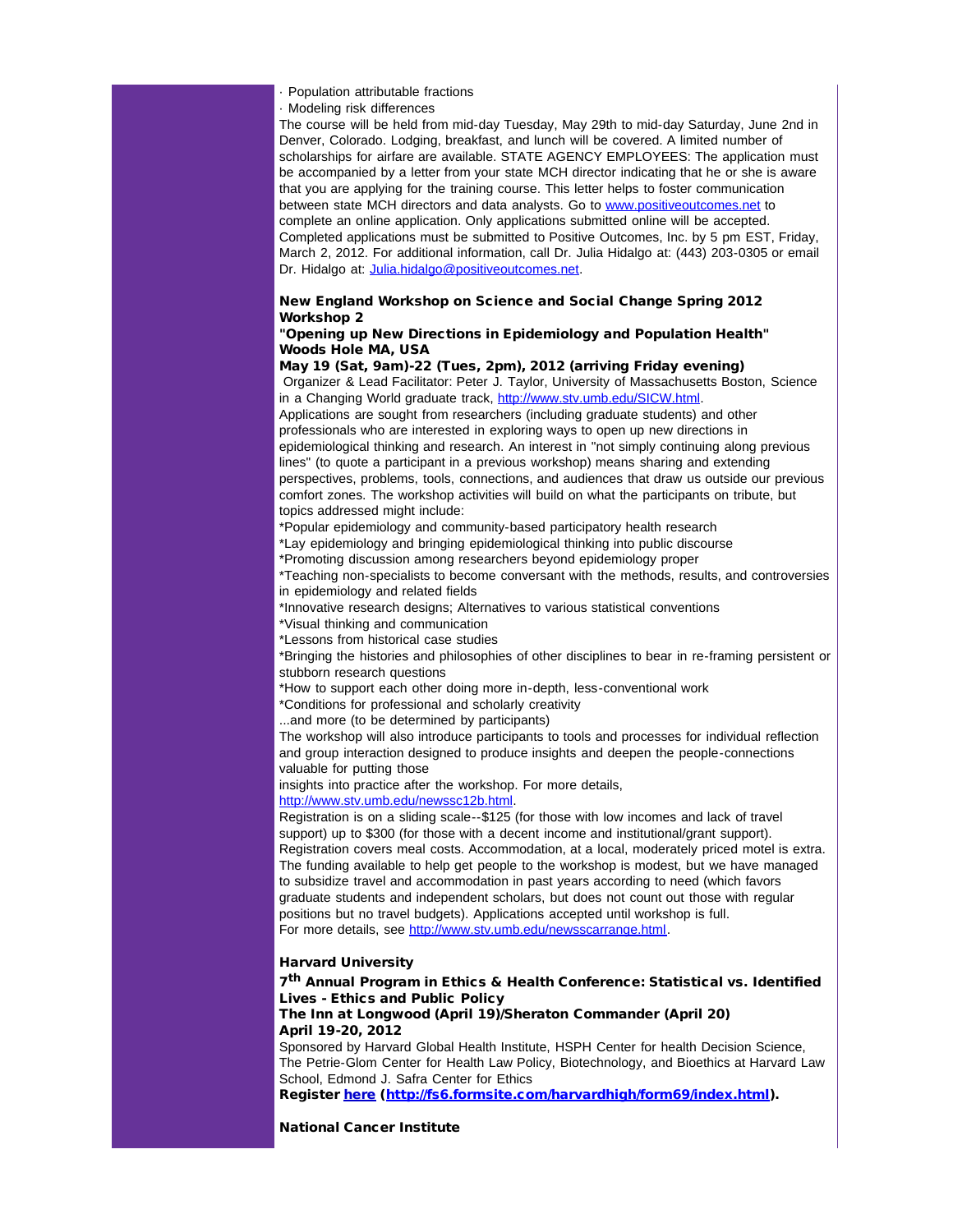· Population attributable fractions

· Modeling risk differences

The course will be held from mid-day Tuesday, May 29th to mid-day Saturday, June 2nd in Denver, Colorado. Lodging, breakfast, and lunch will be covered. A limited number of scholarships for airfare are available. STATE AGENCY EMPLOYEES: The application must be accompanied by a letter from your state MCH director indicating that he or she is aware that you are applying for the training course. This letter helps to foster communication between state MCH directors and data analysts. Go to [www.positiveoutcomes.net](www.positiveoutcomes.net) to complete an online application. Only applications submitted online will be accepted. Completed applications must be submitted to Positive Outcomes, Inc. by 5 pm EST, Friday, March 2, 2012. For additional information, call Dr. Julia Hidalgo at: (443) 203-0305 or email Dr. Hidalgo at: [Julia.hidalgo@positiveoutcomes.net](mailto:Julia.hidalgo@positiveoutcomes.net).

**New England Workshop on Science and Social Change Spring 2012 Workshop 2**
**"Opening up New Directions in Epidemiology and Population Health" Woods Hole MA, USA**
**May 19 (Sat, 9am)-22 (Tues, 2pm), 2012 (arriving Friday evening)**

Organizer & Lead Facilitator: Peter J. Taylor, University of Massachusetts Boston, Science in a Changing World graduate track, [http://www.stv.umb.edu/SICW.html](http://www.stv.umb.edu/SICW.html).

Applications are sought from researchers (including graduate students) and other professionals who are interested in exploring ways to open up new directions in epidemiological thinking and research. An interest in "not simply continuing along previous lines" (to quote a participant in a previous workshop) means sharing and extending perspectives, problems, tools, connections, and audiences that draw us outside our previous comfort zones. The workshop activities will build on what the participants on tribute, but topics addressed might include:

*Popular epidemiology and community-based participatory health research
*Lay epidemiology and bringing epidemiological thinking into public discourse
*Promoting discussion among researchers beyond epidemiology proper
*Teaching non-specialists to become conversant with the methods, results, and controversies in epidemiology and related fields
*Innovative research designs; Alternatives to various statistical conventions
*Visual thinking and communication
*Lessons from historical case studies
*Bringing the histories and philosophies of other disciplines to bear in re-framing persistent or stubborn research questions
*How to support each other doing more in-depth, less-conventional work
*Conditions for professional and scholarly creativity
...and more (to be determined by participants)

The workshop will also introduce participants to tools and processes for individual reflection and group interaction designed to produce insights and deepen the people-connections valuable for putting those insights into practice after the workshop. For more details, [http://www.stv.umb.edu/newssc12b.html](http://www.stv.umb.edu/newssc12b.html).

Registration is on a sliding scale--$125 (for those with low incomes and lack of travel support) up to $300 (for those with a decent income and institutional/grant support). Registration covers meal costs. Accommodation, at a local, moderately priced motel is extra. The funding available to help get people to the workshop is modest, but we have managed to subsidize travel and accommodation in past years according to need (which favors graduate students and independent scholars, but does not count out those with regular positions but no travel budgets). Applications accepted until workshop is full.
For more details, see [http://www.stv.umb.edu/newsscarrange.html](http://www.stv.umb.edu/newsscarrange.html).

**Harvard University**
**7th Annual Program in Ethics & Health Conference: Statistical vs. Identified Lives - Ethics and Public Policy**
**The Inn at Longwood (April 19)/Sheraton Commander (April 20)**
**April 19-20, 2012**

Sponsored by Harvard Global Health Institute, HSPH Center for health Decision Science, The Petrie-Glom Center for Health Law Policy, Biotechnology, and Bioethics at Harvard Law School, Edmond J. Safra Center for Ethics

**Register [here](http://fs6.formsite.com/harvardhigh/form69/index.html) ([http://fs6.formsite.com/harvardhigh/form69/index.html](http://fs6.formsite.com/harvardhigh/form69/index.html)).**

**National Cancer Institute**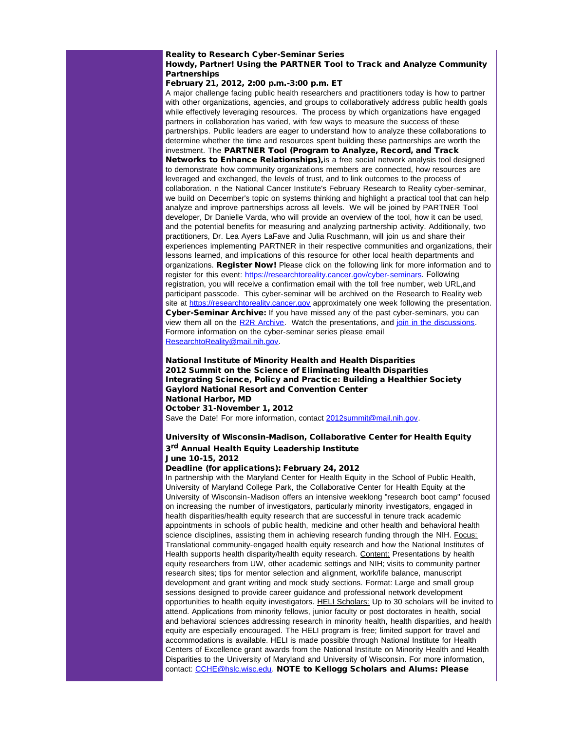**Reality to Research Cyber-Seminar Series**
**Howdy, Partner! Using the PARTNER Tool to Track and Analyze Community Partnerships**
**February 21, 2012, 2:00 p.m.-3:00 p.m. ET**

A major challenge facing public health researchers and practitioners today is how to partner with other organizations, agencies, and groups to collaboratively address public health goals while effectively leveraging resources. The process by which organizations have engaged partners in collaboration has varied, with few ways to measure the success of these partnerships. Public leaders are eager to understand how to analyze these collaborations to determine whether the time and resources spent building these partnerships are worth the investment. The **PARTNER Tool (Program to Analyze, Record, and Track Networks to Enhance Relationships),** is a free social network analysis tool designed to demonstrate how community organizations members are connected, how resources are leveraged and exchanged, the levels of trust, and to link outcomes to the process of collaboration. n the National Cancer Institute's February Research to Reality cyber-seminar, we build on December's topic on systems thinking and highlight a practical tool that can help analyze and improve partnerships across all levels. We will be joined by PARTNER Tool developer, Dr Danielle Varda, who will provide an overview of the tool, how it can be used, and the potential benefits for measuring and analyzing partnership activity. Additionally, two practitioners, Dr. Lea Ayers LaFave and Julia Ruschmann, will join us and share their experiences implementing PARTNER in their respective communities and organizations, their lessons learned, and implications of this resource for other local health departments and organizations. **Register Now!** Please click on the following link for more information and to register for this event: https://researchtoreality.cancer.gov/cyber-seminars. Following registration, you will receive a confirmation email with the toll free number, web URL,and participant passcode. This cyber-seminar will be archived on the Research to Reality web site at https://researchtoreality.cancer.gov approximately one week following the presentation. **Cyber-Seminar Archive:** If you have missed any of the past cyber-seminars, you can view them all on the R2R Archive. Watch the presentations, and join in the discussions. Formore information on the cyber-seminar series please email ResearchtoReality@mail.nih.gov.

**National Institute of Minority Health and Health Disparities**
**2012 Summit on the Science of Eliminating Health Disparities**
**Integrating Science, Policy and Practice: Building a Healthier Society**
**Gaylord National Resort and Convention Center**
**National Harbor, MD**
**October 31-November 1, 2012**

Save the Date! For more information, contact 2012summit@mail.nih.gov.

**University of Wisconsin-Madison, Collaborative Center for Health Equity**
**3rd Annual Health Equity Leadership Institute**
**June 10-15, 2012**
**Deadline (for applications): February 24, 2012**

In partnership with the Maryland Center for Health Equity in the School of Public Health, University of Maryland College Park, the Collaborative Center for Health Equity at the University of Wisconsin-Madison offers an intensive weeklong "research boot camp" focused on increasing the number of investigators, particularly minority investigators, engaged in health disparities/health equity research that are successful in tenure track academic appointments in schools of public health, medicine and other health and behavioral health science disciplines, assisting them in achieving research funding through the NIH. Focus: Translational community-engaged health equity research and how the National Institutes of Health supports health disparity/health equity research. Content: Presentations by health equity researchers from UW, other academic settings and NIH; visits to community partner research sites; tips for mentor selection and alignment, work/life balance, manuscript development and grant writing and mock study sections. Format: Large and small group sessions designed to provide career guidance and professional network development opportunities to health equity investigators. HELI Scholars: Up to 30 scholars will be invited to attend. Applications from minority fellows, junior faculty or post doctorates in health, social and behavioral sciences addressing research in minority health, health disparities, and health equity are especially encouraged. The HELI program is free; limited support for travel and accommodations is available. HELI is made possible through National Institute for Health Centers of Excellence grant awards from the National Institute on Minority Health and Health Disparities to the University of Maryland and University of Wisconsin. For more information, contact: CCHE@hslc.wisc.edu. **NOTE to Kellogg Scholars and Alums: Please**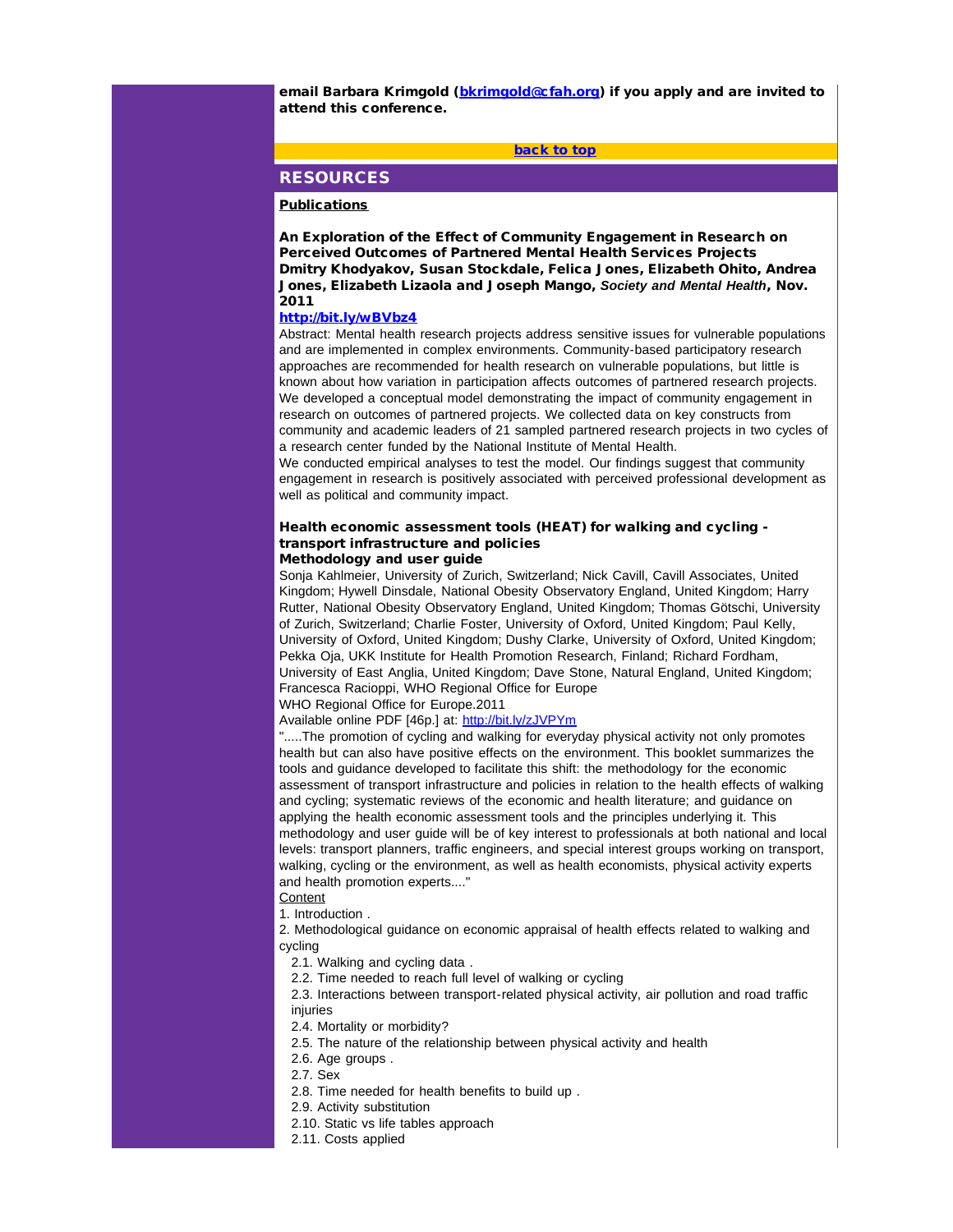**email Barbara Krimgold (bkrimgold@cfah.org) if you apply and are invited to attend this conference.**

back to top

## RESOURCES

**Publications**

**An Exploration of the Effect of Community Engagement in Research on Perceived Outcomes of Partnered Mental Health Services Projects**
**Dmitry Khodyakov, Susan Stockdale, Felica Jones, Elizabeth Ohito, Andrea Jones, Elizabeth Lizaola and Joseph Mango, *Society and Mental Health*, Nov. 2011**
**http://bit.ly/wBVbz4**

Abstract: Mental health research projects address sensitive issues for vulnerable populations and are implemented in complex environments. Community-based participatory research approaches are recommended for health research on vulnerable populations, but little is known about how variation in participation affects outcomes of partnered research projects. We developed a conceptual model demonstrating the impact of community engagement in research on outcomes of partnered projects. We collected data on key constructs from community and academic leaders of 21 sampled partnered research projects in two cycles of a research center funded by the National Institute of Mental Health.
We conducted empirical analyses to test the model. Our findings suggest that community engagement in research is positively associated with perceived professional development as well as political and community impact.

**Health economic assessment tools (HEAT) for walking and cycling - transport infrastructure and policies**
**Methodology and user guide**

Sonja Kahlmeier, University of Zurich, Switzerland; Nick Cavill, Cavill Associates, United Kingdom; Hywell Dinsdale, National Obesity Observatory England, United Kingdom; Harry Rutter, National Obesity Observatory England, United Kingdom; Thomas Götschi, University of Zurich, Switzerland; Charlie Foster, University of Oxford, United Kingdom; Paul Kelly, University of Oxford, United Kingdom; Dushy Clarke, University of Oxford, United Kingdom; Pekka Oja, UKK Institute for Health Promotion Research, Finland; Richard Fordham, University of East Anglia, United Kingdom; Dave Stone, Natural England, United Kingdom; Francesca Racioppi, WHO Regional Office for Europe
WHO Regional Office for Europe.2011
Available online PDF [46p.] at: http://bit.ly/zJVPYm

".....The promotion of cycling and walking for everyday physical activity not only promotes health but can also have positive effects on the environment. This booklet summarizes the tools and guidance developed to facilitate this shift: the methodology for the economic assessment of transport infrastructure and policies in relation to the health effects of walking and cycling; systematic reviews of the economic and health literature; and guidance on applying the health economic assessment tools and the principles underlying it. This methodology and user guide will be of key interest to professionals at both national and local levels: transport planners, traffic engineers, and special interest groups working on transport, walking, cycling or the environment, as well as health economists, physical activity experts and health promotion experts...."

Content

1. Introduction .
2. Methodological guidance on economic appraisal of health effects related to walking and cycling
   - 2.1. Walking and cycling data .
   - 2.2. Time needed to reach full level of walking or cycling
   - 2.3. Interactions between transport-related physical activity, air pollution and road traffic injuries
   - 2.4. Mortality or morbidity?
   - 2.5. The nature of the relationship between physical activity and health
   - 2.6. Age groups .
   - 2.7. Sex
   - 2.8. Time needed for health benefits to build up .
   - 2.9. Activity substitution
   - 2.10. Static vs life tables approach
   - 2.11. Costs applied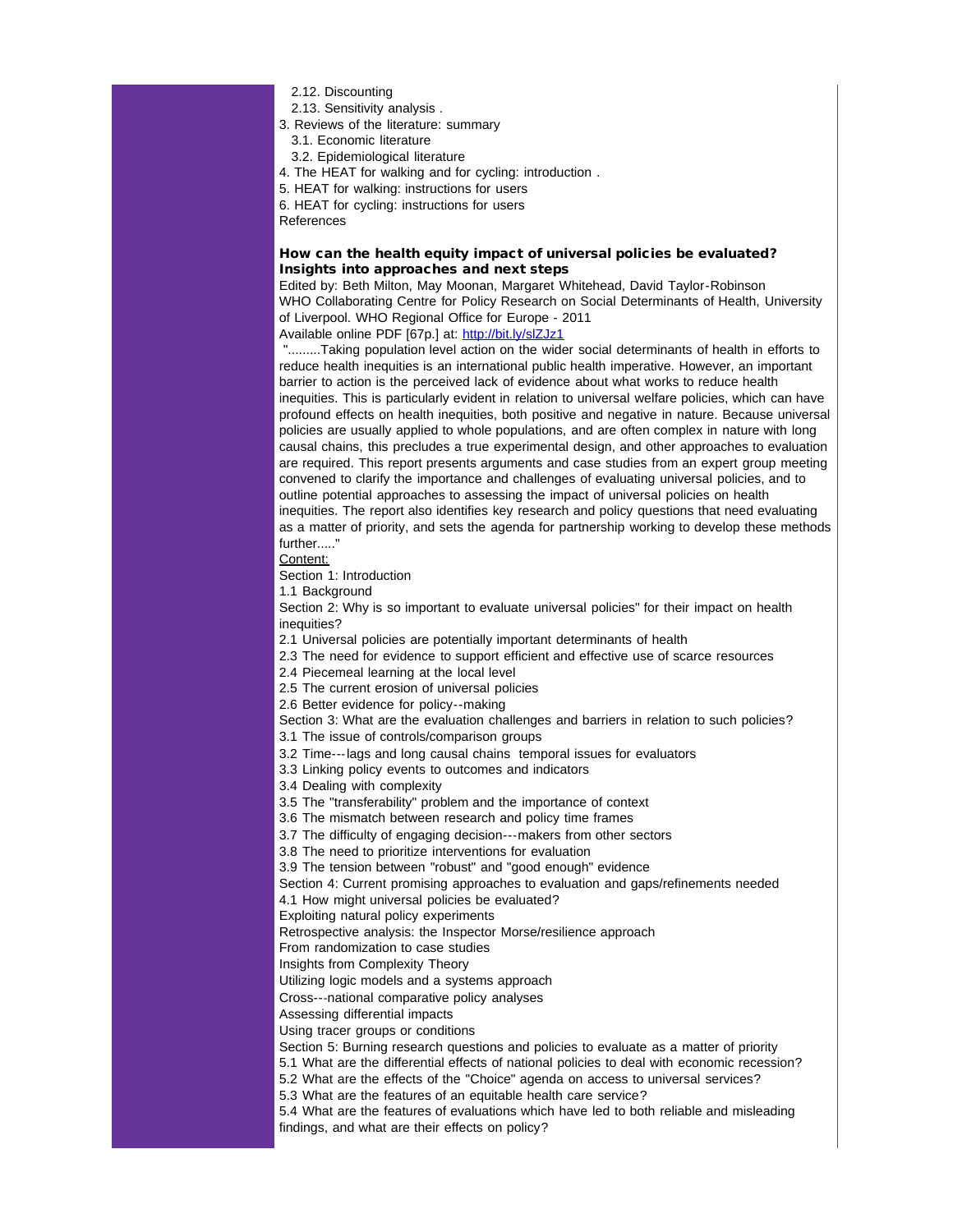2.12. Discounting
2.13. Sensitivity analysis .
3. Reviews of the literature: summary
3.1. Economic literature
3.2. Epidemiological literature
4. The HEAT for walking and for cycling: introduction .
5. HEAT for walking: instructions for users
6. HEAT for cycling: instructions for users
References

**How can the health equity impact of universal policies be evaluated? Insights into approaches and next steps**

Edited by: Beth Milton, May Moonan, Margaret Whitehead, David Taylor-Robinson
WHO Collaborating Centre for Policy Research on Social Determinants of Health, University of Liverpool. WHO Regional Office for Europe - 2011
Available online PDF [67p.] at: http://bit.ly/slZJz1

".........Taking population level action on the wider social determinants of health in efforts to reduce health inequities is an international public health imperative. However, an important barrier to action is the perceived lack of evidence about what works to reduce health inequities. This is particularly evident in relation to universal welfare policies, which can have profound effects on health inequities, both positive and negative in nature. Because universal policies are usually applied to whole populations, and are often complex in nature with long causal chains, this precludes a true experimental design, and other approaches to evaluation are required. This report presents arguments and case studies from an expert group meeting convened to clarify the importance and challenges of evaluating universal policies, and to outline potential approaches to assessing the impact of universal policies on health inequities. The report also identifies key research and policy questions that need evaluating as a matter of priority, and sets the agenda for partnership working to develop these methods further....."

Content:

Section 1: Introduction
1.1 Background
Section 2: Why is so important to evaluate universal policies" for their impact on health inequities?
2.1 Universal policies are potentially important determinants of health
2.3 The need for evidence to support efficient and effective use of scarce resources
2.4 Piecemeal learning at the local level
2.5 The current erosion of universal policies
2.6 Better evidence for policy--making
Section 3: What are the evaluation challenges and barriers in relation to such policies?
3.1 The issue of controls/comparison groups
3.2 Time---lags and long causal chains temporal issues for evaluators
3.3 Linking policy events to outcomes and indicators
3.4 Dealing with complexity
3.5 The "transferability" problem and the importance of context
3.6 The mismatch between research and policy time frames
3.7 The difficulty of engaging decision---makers from other sectors
3.8 The need to prioritize interventions for evaluation
3.9 The tension between "robust" and "good enough" evidence
Section 4: Current promising approaches to evaluation and gaps/refinements needed
4.1 How might universal policies be evaluated?
Exploiting natural policy experiments
Retrospective analysis: the Inspector Morse/resilience approach
From randomization to case studies
Insights from Complexity Theory
Utilizing logic models and a systems approach
Cross---national comparative policy analyses
Assessing differential impacts
Using tracer groups or conditions
Section 5: Burning research questions and policies to evaluate as a matter of priority
5.1 What are the differential effects of national policies to deal with economic recession?
5.2 What are the effects of the "Choice" agenda on access to universal services?
5.3 What are the features of an equitable health care service?
5.4 What are the features of evaluations which have led to both reliable and misleading findings, and what are their effects on policy?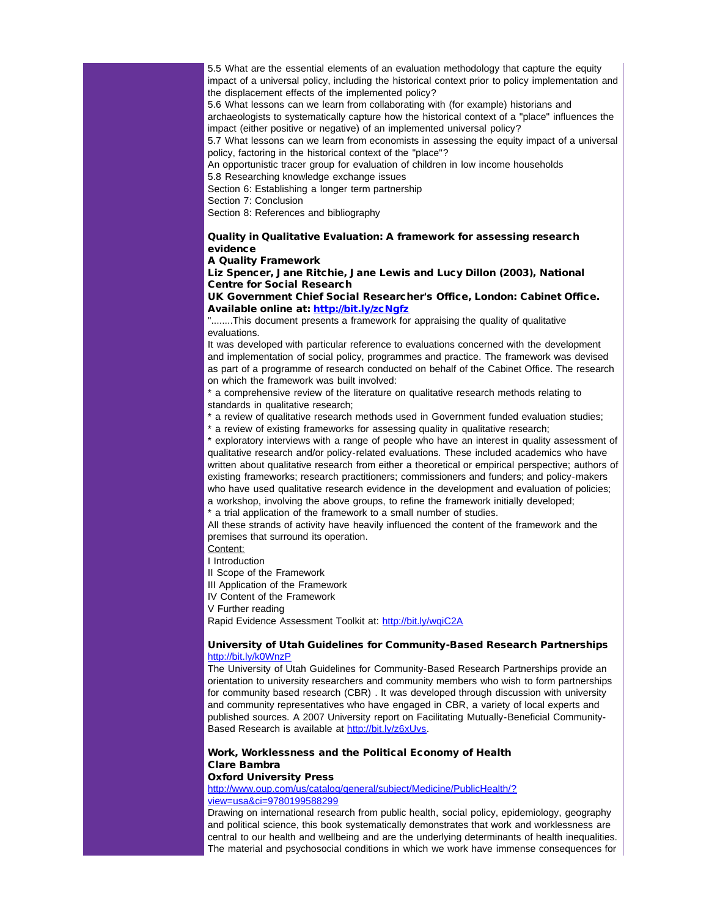5.5 What are the essential elements of an evaluation methodology that capture the equity impact of a universal policy, including the historical context prior to policy implementation and the displacement effects of the implemented policy?
5.6 What lessons can we learn from collaborating with (for example) historians and archaeologists to systematically capture how the historical context of a "place" influences the impact (either positive or negative) of an implemented universal policy?
5.7 What lessons can we learn from economists in assessing the equity impact of a universal policy, factoring in the historical context of the "place"?
An opportunistic tracer group for evaluation of children in low income households
5.8 Researching knowledge exchange issues
Section 6: Establishing a longer term partnership
Section 7: Conclusion
Section 8: References and bibliography

**Quality in Qualitative Evaluation: A framework for assessing research evidence**
**A Quality Framework**
**Liz Spencer, Jane Ritchie, Jane Lewis and Lucy Dillon (2003), National Centre for Social Research**
**UK Government Chief Social Researcher's Office, London: Cabinet Office. Available online at: http://bit.ly/zcNgfz**

"........This document presents a framework for appraising the quality of qualitative evaluations.
It was developed with particular reference to evaluations concerned with the development and implementation of social policy, programmes and practice. The framework was devised as part of a programme of research conducted on behalf of the Cabinet Office. The research on which the framework was built involved:
* a comprehensive review of the literature on qualitative research methods relating to standards in qualitative research;
* a review of qualitative research methods used in Government funded evaluation studies;
* a review of existing frameworks for assessing quality in qualitative research;
* exploratory interviews with a range of people who have an interest in quality assessment of qualitative research and/or policy-related evaluations. These included academics who have written about qualitative research from either a theoretical or empirical perspective; authors of existing frameworks; research practitioners; commissioners and funders; and policy-makers who have used qualitative research evidence in the development and evaluation of policies; a workshop, involving the above groups, to refine the framework initially developed;
* a trial application of the framework to a small number of studies.
All these strands of activity have heavily influenced the content of the framework and the premises that surround its operation.
Content:
I Introduction
II Scope of the Framework
III Application of the Framework
IV Content of the Framework
V Further reading
Rapid Evidence Assessment Toolkit at: http://bit.ly/wqiC2A

**University of Utah Guidelines for Community-Based Research Partnerships**
http://bit.ly/k0WnzP
The University of Utah Guidelines for Community-Based Research Partnerships provide an orientation to university researchers and community members who wish to form partnerships for community based research (CBR) . It was developed through discussion with university and community representatives who have engaged in CBR, a variety of local experts and published sources. A 2007 University report on Facilitating Mutually-Beneficial Community-Based Research is available at http://bit.ly/z6xUvs.

**Work, Worklessness and the Political Economy of Health**
**Clare Bambra**
**Oxford University Press**
http://www.oup.com/us/catalog/general/subject/Medicine/PublicHealth/?view=usa&ci=9780199588299
Drawing on international research from public health, social policy, epidemiology, geography and political science, this book systematically demonstrates that work and worklessness are central to our health and wellbeing and are the underlying determinants of health inequalities. The material and psychosocial conditions in which we work have immense consequences for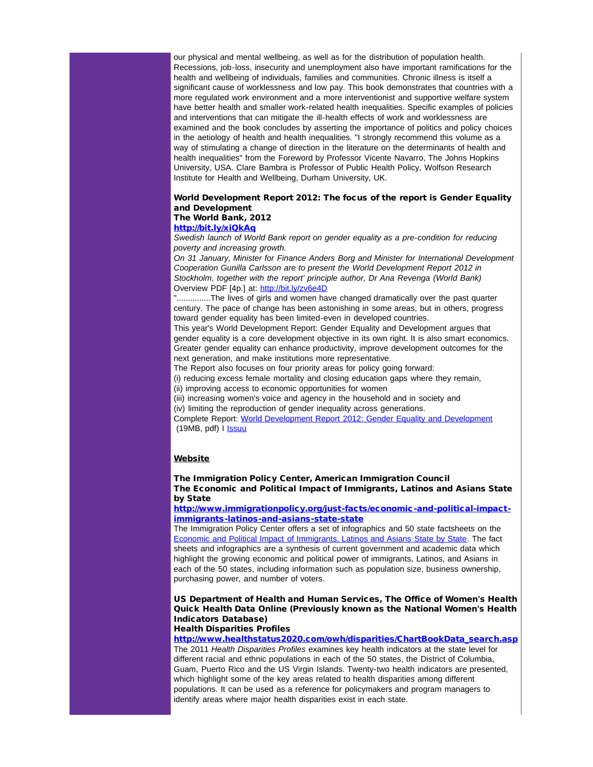our physical and mental wellbeing, as well as for the distribution of population health. Recessions, job-loss, insecurity and unemployment also have important ramifications for the health and wellbeing of individuals, families and communities. Chronic illness is itself a significant cause of worklessness and low pay. This book demonstrates that countries with a more regulated work environment and a more interventionist and supportive welfare system have better health and smaller work-related health inequalities. Specific examples of policies and interventions that can mitigate the ill-health effects of work and worklessness are examined and the book concludes by asserting the importance of politics and policy choices in the aetiology of health and health inequalities. "I strongly recommend this volume as a way of stimulating a change of direction in the literature on the determinants of health and health inequalities" from the Foreword by Professor Vicente Navarro, The Johns Hopkins University, USA. Clare Bambra is Professor of Public Health Policy, Wolfson Research Institute for Health and Wellbeing, Durham University, UK.

**World Development Report 2012: The focus of the report is Gender Equality and Development**
**The World Bank, 2012**
**http://bit.ly/xiQkAq**

*Swedish launch of World Bank report on gender equality as a pre-condition for reducing poverty and increasing growth.*

*On 31 January, Minister for Finance Anders Borg and Minister for International Development Cooperation Gunilla Carlsson are to present the World Development Report 2012 in Stockholm, together with the report' principle author, Dr Ana Revenga (World Bank)*

Overview PDF [4p.] at: http://bit.ly/zv6e4D

"..............The lives of girls and women have changed dramatically over the past quarter century. The pace of change has been astonishing in some areas, but in others, progress toward gender equality has been limited-even in developed countries.

This year's World Development Report: Gender Equality and Development argues that gender equality is a core development objective in its own right. It is also smart economics. Greater gender equality can enhance productivity, improve development outcomes for the next generation, and make institutions more representative.

The Report also focuses on four priority areas for policy going forward:

(i) reducing excess female mortality and closing education gaps where they remain,
(ii) improving access to economic opportunities for women
(iii) increasing women's voice and agency in the household and in society and
(iv) limiting the reproduction of gender inequality across generations.

Complete Report: World Development Report 2012: Gender Equality and Development (19MB, pdf) I Issuu

## Website

**The Immigration Policy Center, American Immigration Council**
**The Economic and Political Impact of Immigrants, Latinos and Asians State by State**
**http://www.immigrationpolicy.org/just-facts/economic-and-political-impact-immigrants-latinos-and-asians-state-state**

The Immigration Policy Center offers a set of infographics and 50 state factsheets on the Economic and Political Impact of Immigrants, Latinos and Asians State by State. The fact sheets and infographics are a synthesis of current government and academic data which highlight the growing economic and political power of immigrants, Latinos, and Asians in each of the 50 states, including information such as population size, business ownership, purchasing power, and number of voters.

**US Department of Health and Human Services, The Office of Women's Health Quick Health Data Online (Previously known as the National Women's Health Indicators Database)**
**Health Disparities Profiles**
**http://www.healthstatus2020.com/owh/disparities/ChartBookData_search.asp**

The 2011 *Health Disparities Profiles* examines key health indicators at the state level for different racial and ethnic populations in each of the 50 states, the District of Columbia, Guam, Puerto Rico and the US Virgin Islands. Twenty-two health indicators are presented, which highlight some of the key areas related to health disparities among different populations. It can be used as a reference for policymakers and program managers to identify areas where major health disparities exist in each state.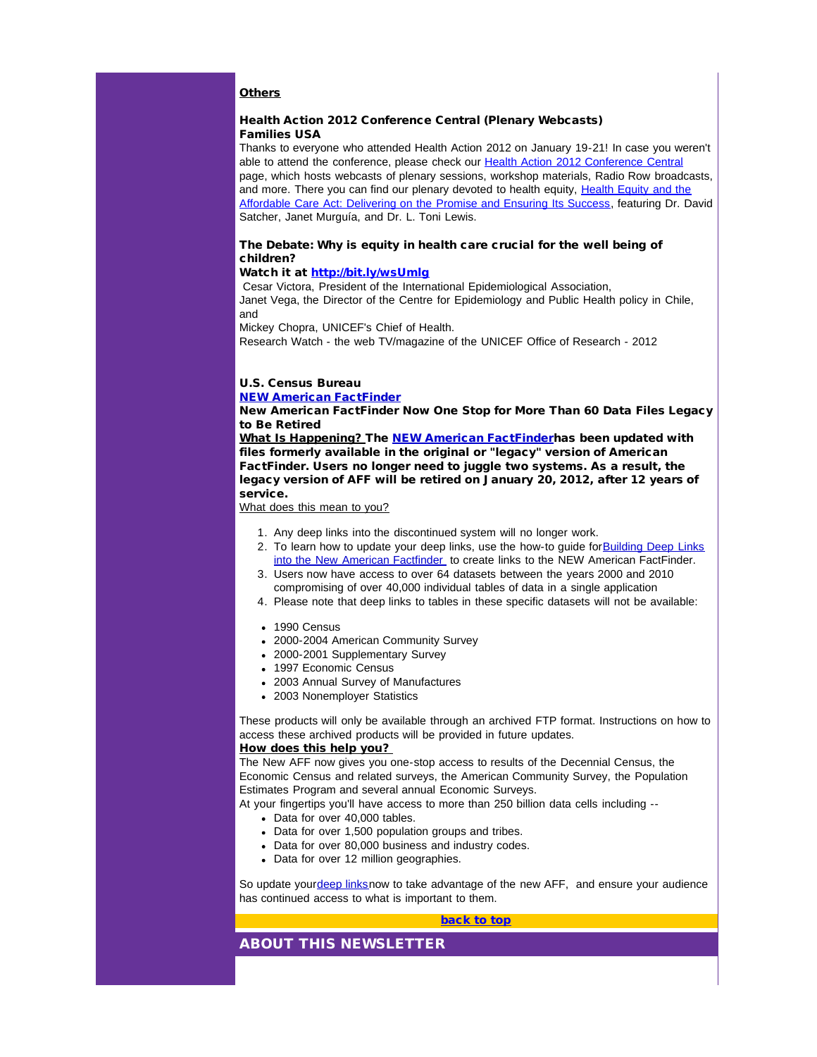**Others**

**Health Action 2012 Conference Central (Plenary Webcasts)**
**Families USA**

Thanks to everyone who attended Health Action 2012 on January 19-21! In case you weren't able to attend the conference, please check our Health Action 2012 Conference Central page, which hosts webcasts of plenary sessions, workshop materials, Radio Row broadcasts, and more. There you can find our plenary devoted to health equity, Health Equity and the Affordable Care Act: Delivering on the Promise and Ensuring Its Success, featuring Dr. David Satcher, Janet Murguía, and Dr. L. Toni Lewis.

**The Debate: Why is equity in health care crucial for the well being of children?**
**Watch it at http://bit.ly/wsUmlg**

Cesar Victora, President of the International Epidemiological Association,
Janet Vega, the Director of the Centre for Epidemiology and Public Health policy in Chile, and
Mickey Chopra, UNICEF's Chief of Health.
Research Watch - the web TV/magazine of the UNICEF Office of Research - 2012

**U.S. Census Bureau**
**NEW American FactFinder**
**New American FactFinder Now One Stop for More Than 60 Data Files Legacy to Be Retired**

**What Is Happening? The NEW American FactFinder has been updated with files formerly available in the original or "legacy" version of American FactFinder. Users no longer need to juggle two systems. As a result, the legacy version of AFF will be retired on January 20, 2012, after 12 years of service.**

What does this mean to you?

1. Any deep links into the discontinued system will no longer work.
2. To learn how to update your deep links, use the how-to guide for Building Deep Links into the New American Factfinder to create links to the NEW American FactFinder.
3. Users now have access to over 64 datasets between the years 2000 and 2010 compromising of over 40,000 individual tables of data in a single application
4. Please note that deep links to tables in these specific datasets will not be available:

- 1990 Census
- 2000-2004 American Community Survey
- 2000-2001 Supplementary Survey
- 1997 Economic Census
- 2003 Annual Survey of Manufactures
- 2003 Nonemployer Statistics

These products will only be available through an archived FTP format. Instructions on how to access these archived products will be provided in future updates.

**How does this help you?**

The New AFF now gives you one-stop access to results of the Decennial Census, the Economic Census and related surveys, the American Community Survey, the Population Estimates Program and several annual Economic Surveys.

At your fingertips you'll have access to more than 250 billion data cells including --

- Data for over 40,000 tables.
- Data for over 1,500 population groups and tribes.
- Data for over 80,000 business and industry codes.
- Data for over 12 million geographies.

So update your deep links now to take advantage of the new AFF, and ensure your audience has continued access to what is important to them.

**back to top**

## ABOUT THIS NEWSLETTER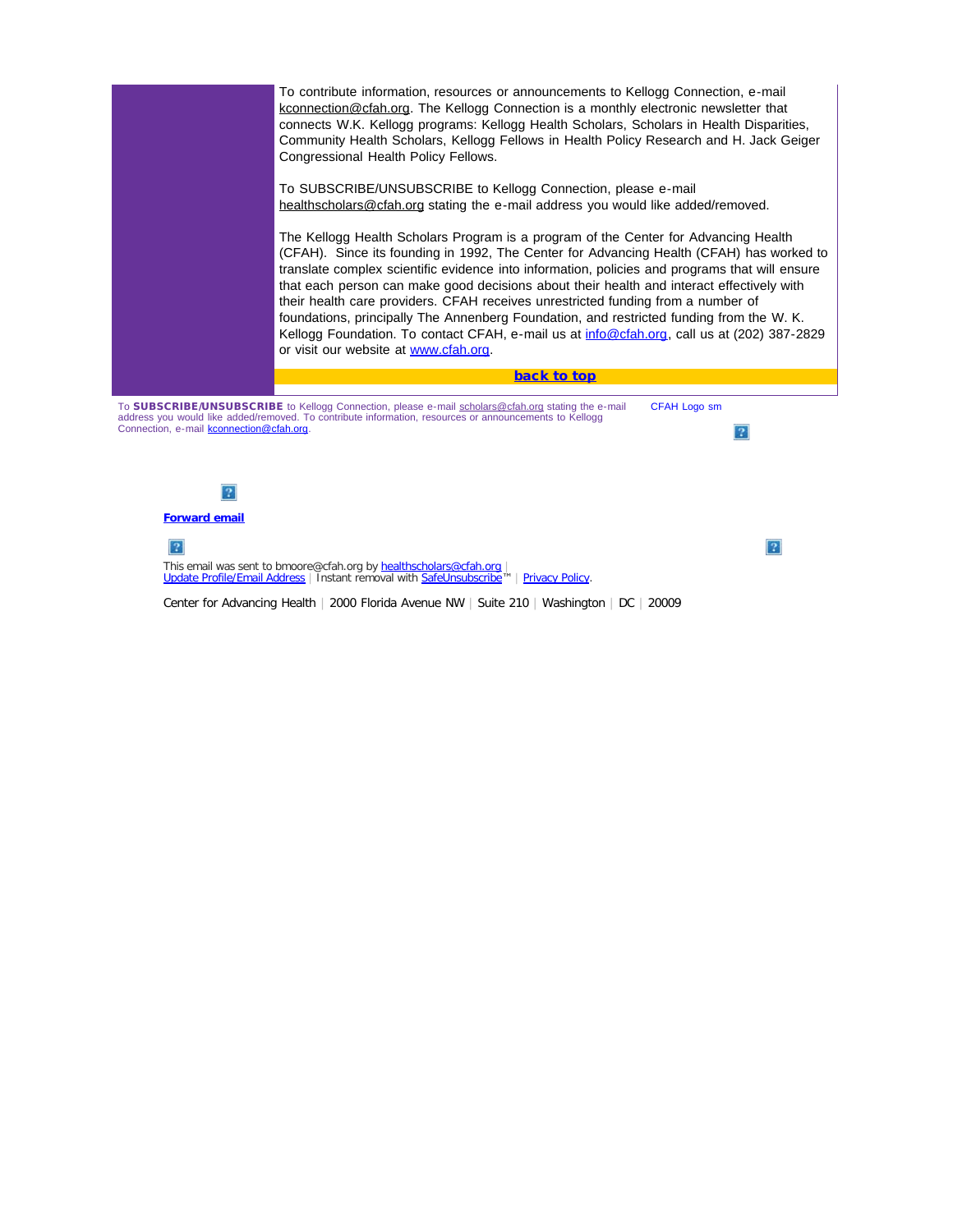To contribute information, resources or announcements to Kellogg Connection, e-mail kconnection@cfah.org. The Kellogg Connection is a monthly electronic newsletter that connects W.K. Kellogg programs: Kellogg Health Scholars, Scholars in Health Disparities, Community Health Scholars, Kellogg Fellows in Health Policy Research and H. Jack Geiger Congressional Health Policy Fellows.

To SUBSCRIBE/UNSUBSCRIBE to Kellogg Connection, please e-mail healthscholars@cfah.org stating the e-mail address you would like added/removed.

The Kellogg Health Scholars Program is a program of the Center for Advancing Health (CFAH). Since its founding in 1992, The Center for Advancing Health (CFAH) has worked to translate complex scientific evidence into information, policies and programs that will ensure that each person can make good decisions about their health and interact effectively with their health care providers. CFAH receives unrestricted funding from a number of foundations, principally The Annenberg Foundation, and restricted funding from the W. K. Kellogg Foundation. To contact CFAH, e-mail us at info@cfah.org, call us at (202) 387-2829 or visit our website at www.cfah.org.

**back to top**

To **SUBSCRIBE/UNSUBSCRIBE** to Kellogg Connection, please e-mail scholars@cfah.org stating the e-mail address you would like added/removed. To contribute information, resources or announcements to Kellogg Connection, e-mail kconnection@cfah.org.

CFAH Logo sm

**Forward email**

This email was sent to bmoore@cfah.org by healthscholars@cfah.org | Update Profile/Email Address | Instant removal with SafeUnsubscribe™ | Privacy Policy.

Center for Advancing Health | 2000 Florida Avenue NW | Suite 210 | Washington | DC | 20009